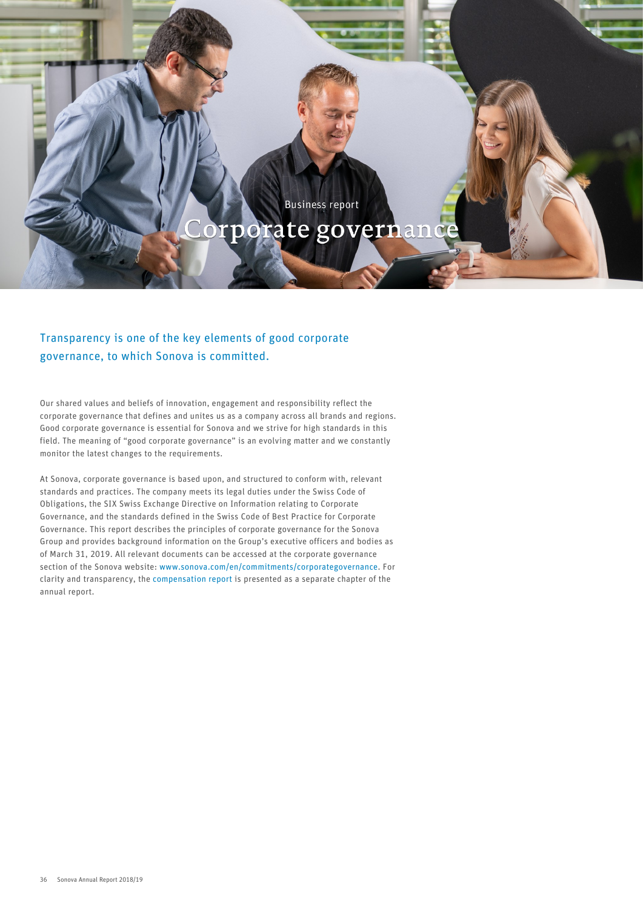Business report

# Corporate governance

## Transparency is one of the key elements of good corporate governance, to which Sonova is committed.

Our shared values and beliefs of innovation, engagement and responsibility reflect the corporate governance that defines and unites us as a company across all brands and regions. Good corporate governance is essential for Sonova and we strive for high standards in this field. The meaning of "good corporate governance" is an evolving matter and we constantly monitor the latest changes to the requirements.

At Sonova, corporate governance is based upon, and structured to conform with, relevant standards and practices. The company meets its legal duties under the Swiss Code of Obligations, the SIX Swiss Exchange Directive on Information relating to Corporate Governance, and the standards defined in the Swiss Code of Best Practice for Corporate Governance. This report describes the principles of corporate governance for the Sonova Group and provides background information on the Group's executive officers and bodies as of March 31, 2019. All relevant documents can be accessed at the corporate governance section of the Sonova website: www.sonova.com/en/commitments/corporategovernance. For clarity and transparency, the compensation report is presented as a separate chapter of the annual report.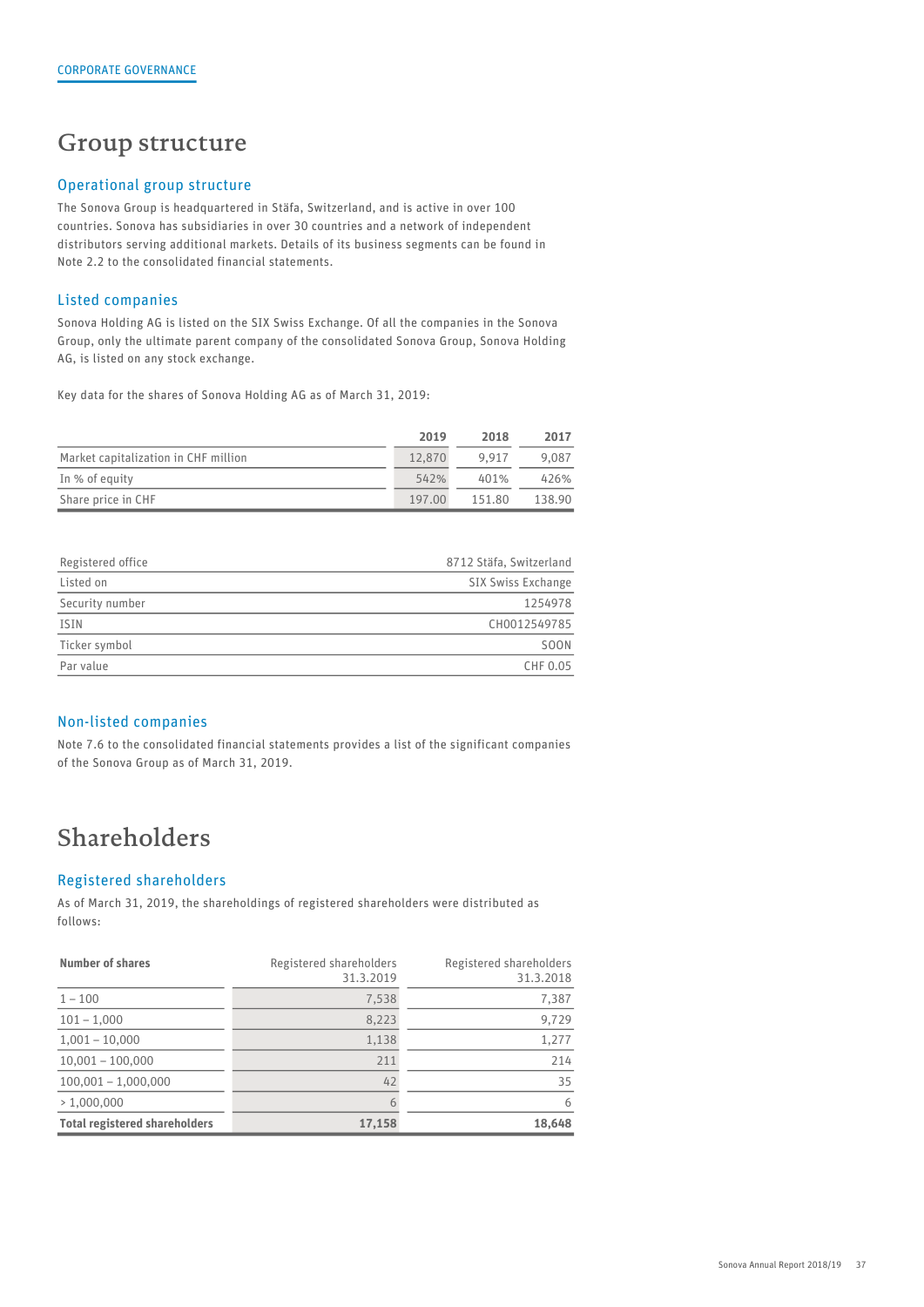# Group structure

## Operational group structure

The Sonova Group is headquartered in Stäfa, Switzerland, and is active in over 100 countries. Sonova has subsidiaries in over 30 countries and a network of independent distributors serving additional markets. Details of its business segments can be found in Note 2.2 to the consolidated financial statements.

## Listed companies

Sonova Holding AG is listed on the SIX Swiss Exchange. Of all the companies in the Sonova Group, only the ultimate parent company of the consolidated Sonova Group, Sonova Holding AG, is listed on any stock exchange.

Key data for the shares of Sonova Holding AG as of March 31, 2019:

| | 2019 | 2018 | 2017 |
|---|---|---|---|
| Market capitalization in CHF million | 12,870 | 9,917 | 9,087 |
| In % of equity | 542% | 401% | 426% |
| Share price in CHF | 197.00 | 151.80 | 138.90 |

| | |
|---|---|
| Registered office | 8712 Stäfa, Switzerland |
| Listed on | SIX Swiss Exchange |
| Security number | 1254978 |
| ISIN | CH0012549785 |
| Ticker symbol | SOON |
| Par value | CHF 0.05 |

## Non-listed companies

Note 7.6 to the consolidated financial statements provides a list of the significant companies of the Sonova Group as of March 31, 2019.

# Shareholders

## Registered shareholders

As of March 31, 2019, the shareholdings of registered shareholders were distributed as follows:

| Number of shares | Registered shareholders 31.3.2019 | Registered shareholders 31.3.2018 |
|---|---|---|
| 1 – 100 | 7,538 | 7,387 |
| 101 – 1,000 | 8,223 | 9,729 |
| 1,001 – 10,000 | 1,138 | 1,277 |
| 10,001 – 100,000 | 211 | 214 |
| 100,001 – 1,000,000 | 42 | 35 |
| > 1,000,000 | 6 | 6 |
| **Total registered shareholders** | **17,158** | **18,648** |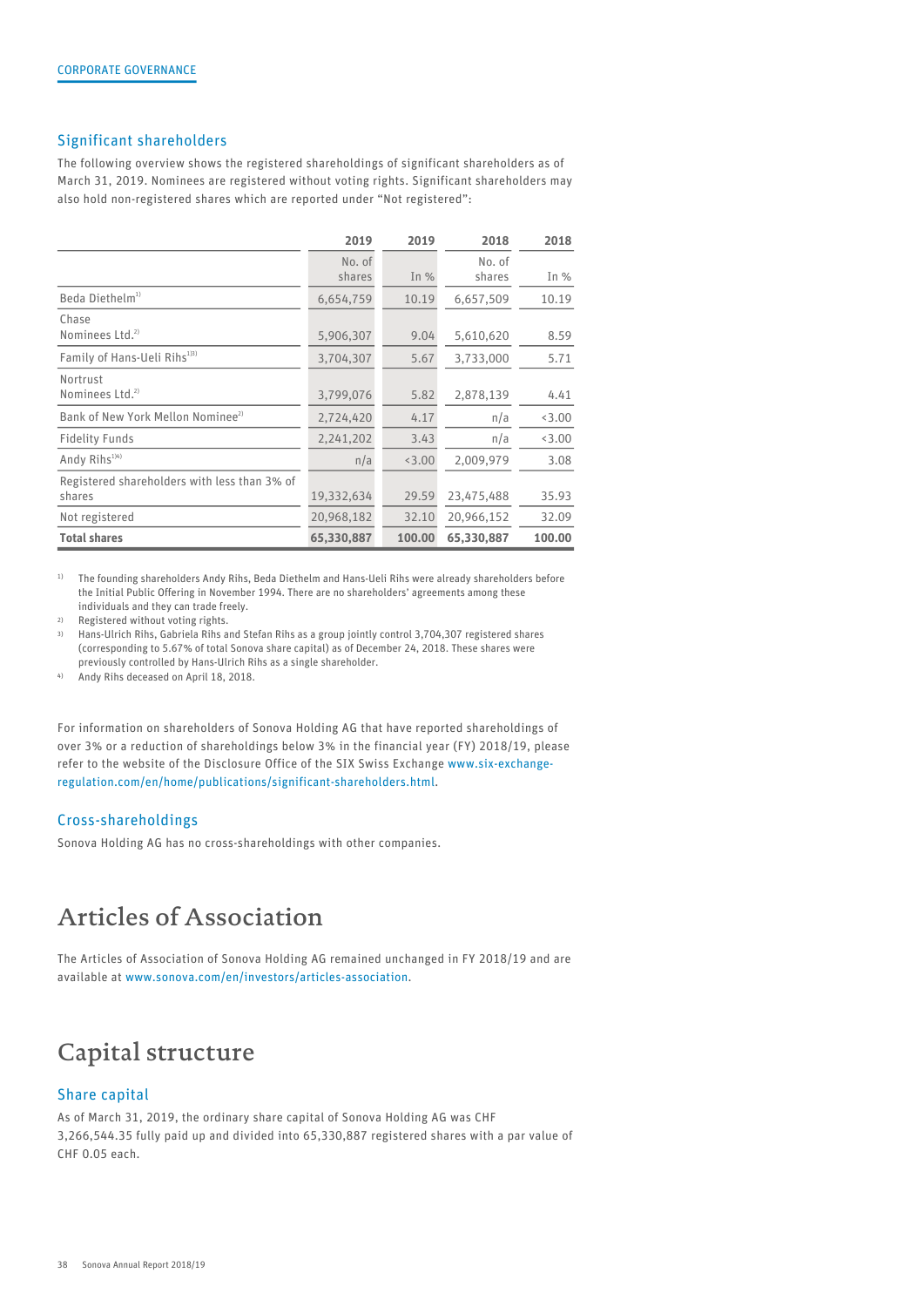## Significant shareholders

The following overview shows the registered shareholdings of significant shareholders as of March 31, 2019. Nominees are registered without voting rights. Significant shareholders may also hold non-registered shares which are reported under "Not registered":

| | 2019 | 2019 | 2018 | 2018 |
|---|---|---|---|---|
| | No. of shares | In % | No. of shares | In % |
| Beda Diethelm[1] | 6,654,759 | 10.19 | 6,657,509 | 10.19 |
| Chase Nominees Ltd.[2] | 5,906,307 | 9.04 | 5,610,620 | 8.59 |
| Family of Hans-Ueli Rihs[1,3] | 3,704,307 | 5.67 | 3,733,000 | 5.71 |
| Nortrust Nominees Ltd.[2] | 3,799,076 | 5.82 | 2,878,139 | 4.41 |
| Bank of New York Mellon Nominee[2] | 2,724,420 | 4.17 | n/a | <3.00 |
| Fidelity Funds | 2,241,202 | 3.43 | n/a | <3.00 |
| Andy Rihs[1,4] | n/a | <3.00 | 2,009,979 | 3.08 |
| Registered shareholders with less than 3% of shares | 19,332,634 | 29.59 | 23,475,488 | 35.93 |
| Not registered | 20,968,182 | 32.10 | 20,966,152 | 32.09 |
| **Total shares** | **65,330,887** | **100.00** | **65,330,887** | **100.00** |

1) The founding shareholders Andy Rihs, Beda Diethelm and Hans-Ueli Rihs were already shareholders before the Initial Public Offering in November 1994. There are no shareholders' agreements among these individuals and they can trade freely.

2) Registered without voting rights.

3) Hans-Ulrich Rihs, Gabriela Rihs and Stefan Rihs as a group jointly control 3,704,307 registered shares (corresponding to 5.67% of total Sonova share capital) as of December 24, 2018. These shares were previously controlled by Hans-Ulrich Rihs as a single shareholder.

4) Andy Rihs deceased on April 18, 2018.

For information on shareholders of Sonova Holding AG that have reported shareholdings of over 3% or a reduction of shareholdings below 3% in the financial year (FY) 2018/19, please refer to the website of the Disclosure Office of the SIX Swiss Exchange www.six-exchange-regulation.com/en/home/publications/significant-shareholders.html.

## Cross-shareholdings

Sonova Holding AG has no cross-shareholdings with other companies.

# Articles of Association

The Articles of Association of Sonova Holding AG remained unchanged in FY 2018/19 and are available at www.sonova.com/en/investors/articles-association.

# Capital structure

## Share capital

As of March 31, 2019, the ordinary share capital of Sonova Holding AG was CHF 3,266,544.35 fully paid up and divided into 65,330,887 registered shares with a par value of CHF 0.05 each.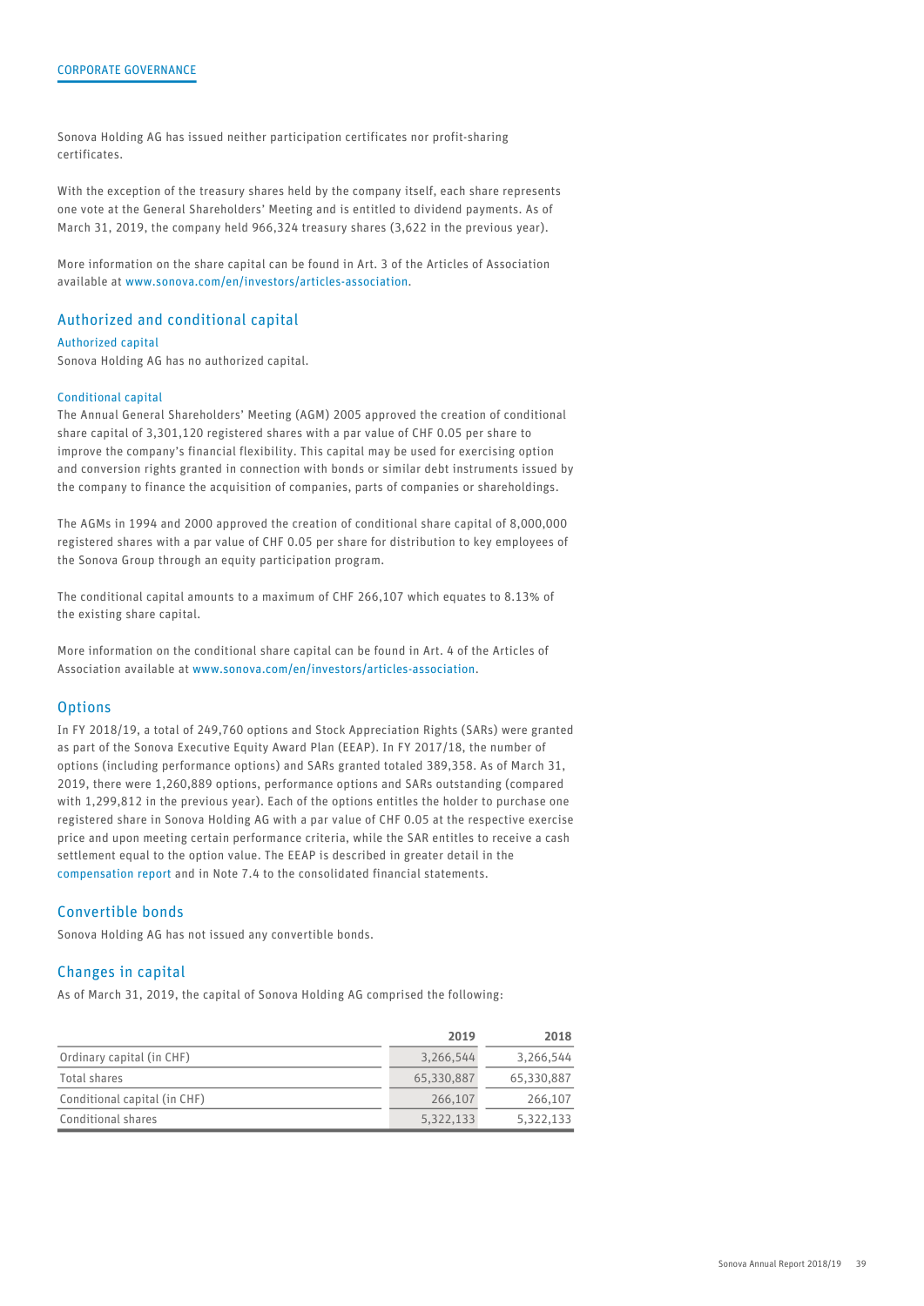Sonova Holding AG has issued neither participation certificates nor profit-sharing certificates.

With the exception of the treasury shares held by the company itself, each share represents one vote at the General Shareholders' Meeting and is entitled to dividend payments. As of March 31, 2019, the company held 966,324 treasury shares (3,622 in the previous year).

More information on the share capital can be found in Art. 3 of the Articles of Association available at www.sonova.com/en/investors/articles-association.

## Authorized and conditional capital

### Authorized capital

Sonova Holding AG has no authorized capital.

### Conditional capital

The Annual General Shareholders' Meeting (AGM) 2005 approved the creation of conditional share capital of 3,301,120 registered shares with a par value of CHF 0.05 per share to improve the company's financial flexibility. This capital may be used for exercising option and conversion rights granted in connection with bonds or similar debt instruments issued by the company to finance the acquisition of companies, parts of companies or shareholdings.

The AGMs in 1994 and 2000 approved the creation of conditional share capital of 8,000,000 registered shares with a par value of CHF 0.05 per share for distribution to key employees of the Sonova Group through an equity participation program.

The conditional capital amounts to a maximum of CHF 266,107 which equates to 8.13% of the existing share capital.

More information on the conditional share capital can be found in Art. 4 of the Articles of Association available at www.sonova.com/en/investors/articles-association.

## Options

In FY 2018/19, a total of 249,760 options and Stock Appreciation Rights (SARs) were granted as part of the Sonova Executive Equity Award Plan (EEAP). In FY 2017/18, the number of options (including performance options) and SARs granted totaled 389,358. As of March 31, 2019, there were 1,260,889 options, performance options and SARs outstanding (compared with 1,299,812 in the previous year). Each of the options entitles the holder to purchase one registered share in Sonova Holding AG with a par value of CHF 0.05 at the respective exercise price and upon meeting certain performance criteria, while the SAR entitles to receive a cash settlement equal to the option value. The EEAP is described in greater detail in the compensation report and in Note 7.4 to the consolidated financial statements.

## Convertible bonds

Sonova Holding AG has not issued any convertible bonds.

## Changes in capital

As of March 31, 2019, the capital of Sonova Holding AG comprised the following:

| | 2019 | 2018 |
|---|---|---|
| Ordinary capital (in CHF) | 3,266,544 | 3,266,544 |
| Total shares | 65,330,887 | 65,330,887 |
| Conditional capital (in CHF) | 266,107 | 266,107 |
| Conditional shares | 5,322,133 | 5,322,133 |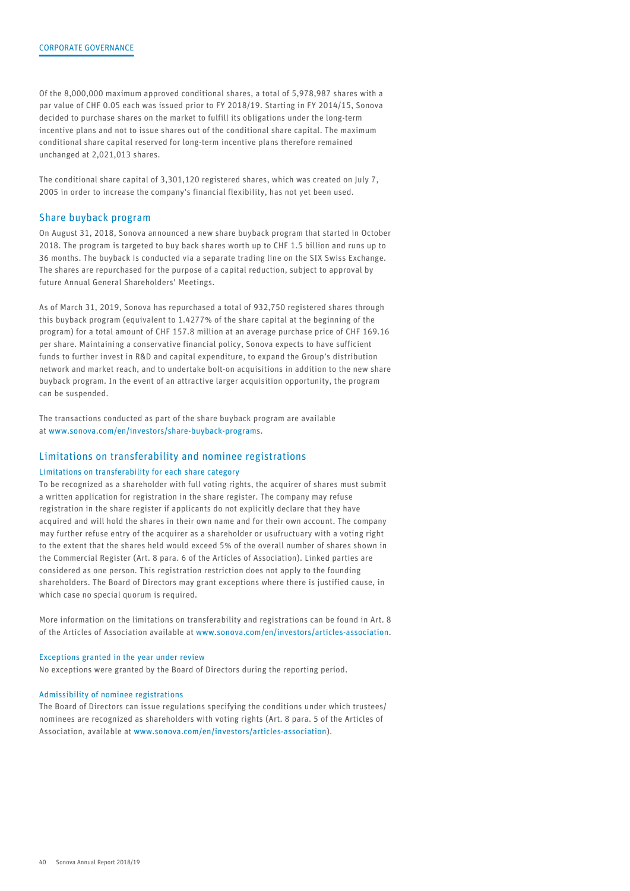Of the 8,000,000 maximum approved conditional shares, a total of 5,978,987 shares with a par value of CHF 0.05 each was issued prior to FY 2018/19. Starting in FY 2014/15, Sonova decided to purchase shares on the market to fulfill its obligations under the long-term incentive plans and not to issue shares out of the conditional share capital. The maximum conditional share capital reserved for long-term incentive plans therefore remained unchanged at 2,021,013 shares.

The conditional share capital of 3,301,120 registered shares, which was created on July 7, 2005 in order to increase the company's financial flexibility, has not yet been used.

## Share buyback program

On August 31, 2018, Sonova announced a new share buyback program that started in October 2018. The program is targeted to buy back shares worth up to CHF 1.5 billion and runs up to 36 months. The buyback is conducted via a separate trading line on the SIX Swiss Exchange. The shares are repurchased for the purpose of a capital reduction, subject to approval by future Annual General Shareholders' Meetings.

As of March 31, 2019, Sonova has repurchased a total of 932,750 registered shares through this buyback program (equivalent to 1.4277% of the share capital at the beginning of the program) for a total amount of CHF 157.8 million at an average purchase price of CHF 169.16 per share. Maintaining a conservative financial policy, Sonova expects to have sufficient funds to further invest in R&D and capital expenditure, to expand the Group's distribution network and market reach, and to undertake bolt-on acquisitions in addition to the new share buyback program. In the event of an attractive larger acquisition opportunity, the program can be suspended.

The transactions conducted as part of the share buyback program are available at www.sonova.com/en/investors/share-buyback-programs.

## Limitations on transferability and nominee registrations

### Limitations on transferability for each share category

To be recognized as a shareholder with full voting rights, the acquirer of shares must submit a written application for registration in the share register. The company may refuse registration in the share register if applicants do not explicitly declare that they have acquired and will hold the shares in their own name and for their own account. The company may further refuse entry of the acquirer as a shareholder or usufructuary with a voting right to the extent that the shares held would exceed 5% of the overall number of shares shown in the Commercial Register (Art. 8 para. 6 of the Articles of Association). Linked parties are considered as one person. This registration restriction does not apply to the founding shareholders. The Board of Directors may grant exceptions where there is justified cause, in which case no special quorum is required.

More information on the limitations on transferability and registrations can be found in Art. 8 of the Articles of Association available at www.sonova.com/en/investors/articles-association.

### Exceptions granted in the year under review

No exceptions were granted by the Board of Directors during the reporting period.

### Admissibility of nominee registrations

The Board of Directors can issue regulations specifying the conditions under which trustees/nominees are recognized as shareholders with voting rights (Art. 8 para. 5 of the Articles of Association, available at www.sonova.com/en/investors/articles-association).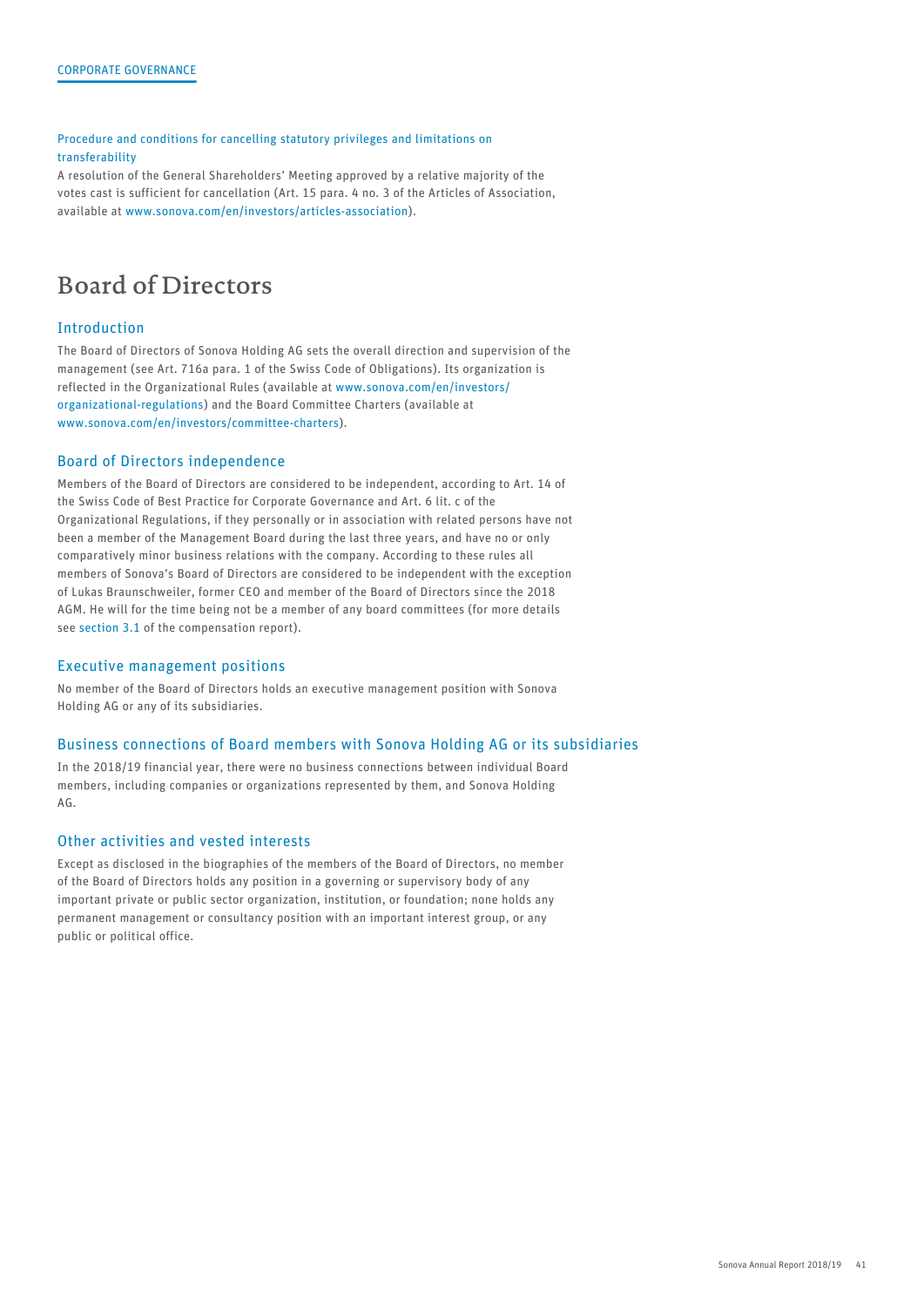#### Procedure and conditions for cancelling statutory privileges and limitations on transferability

A resolution of the General Shareholders' Meeting approved by a relative majority of the votes cast is sufficient for cancellation (Art. 15 para. 4 no. 3 of the Articles of Association, available at www.sonova.com/en/investors/articles-association).

# Board of Directors

## Introduction

The Board of Directors of Sonova Holding AG sets the overall direction and supervision of the management (see Art. 716a para. 1 of the Swiss Code of Obligations). Its organization is reflected in the Organizational Rules (available at www.sonova.com/en/investors/organizational-regulations) and the Board Committee Charters (available at www.sonova.com/en/investors/committee-charters).

## Board of Directors independence

Members of the Board of Directors are considered to be independent, according to Art. 14 of the Swiss Code of Best Practice for Corporate Governance and Art. 6 lit. c of the Organizational Regulations, if they personally or in association with related persons have not been a member of the Management Board during the last three years, and have no or only comparatively minor business relations with the company. According to these rules all members of Sonova's Board of Directors are considered to be independent with the exception of Lukas Braunschweiler, former CEO and member of the Board of Directors since the 2018 AGM. He will for the time being not be a member of any board committees (for more details see section 3.1 of the compensation report).

## Executive management positions

No member of the Board of Directors holds an executive management position with Sonova Holding AG or any of its subsidiaries.

## Business connections of Board members with Sonova Holding AG or its subsidiaries

In the 2018/19 financial year, there were no business connections between individual Board members, including companies or organizations represented by them, and Sonova Holding AG.

## Other activities and vested interests

Except as disclosed in the biographies of the members of the Board of Directors, no member of the Board of Directors holds any position in a governing or supervisory body of any important private or public sector organization, institution, or foundation; none holds any permanent management or consultancy position with an important interest group, or any public or political office.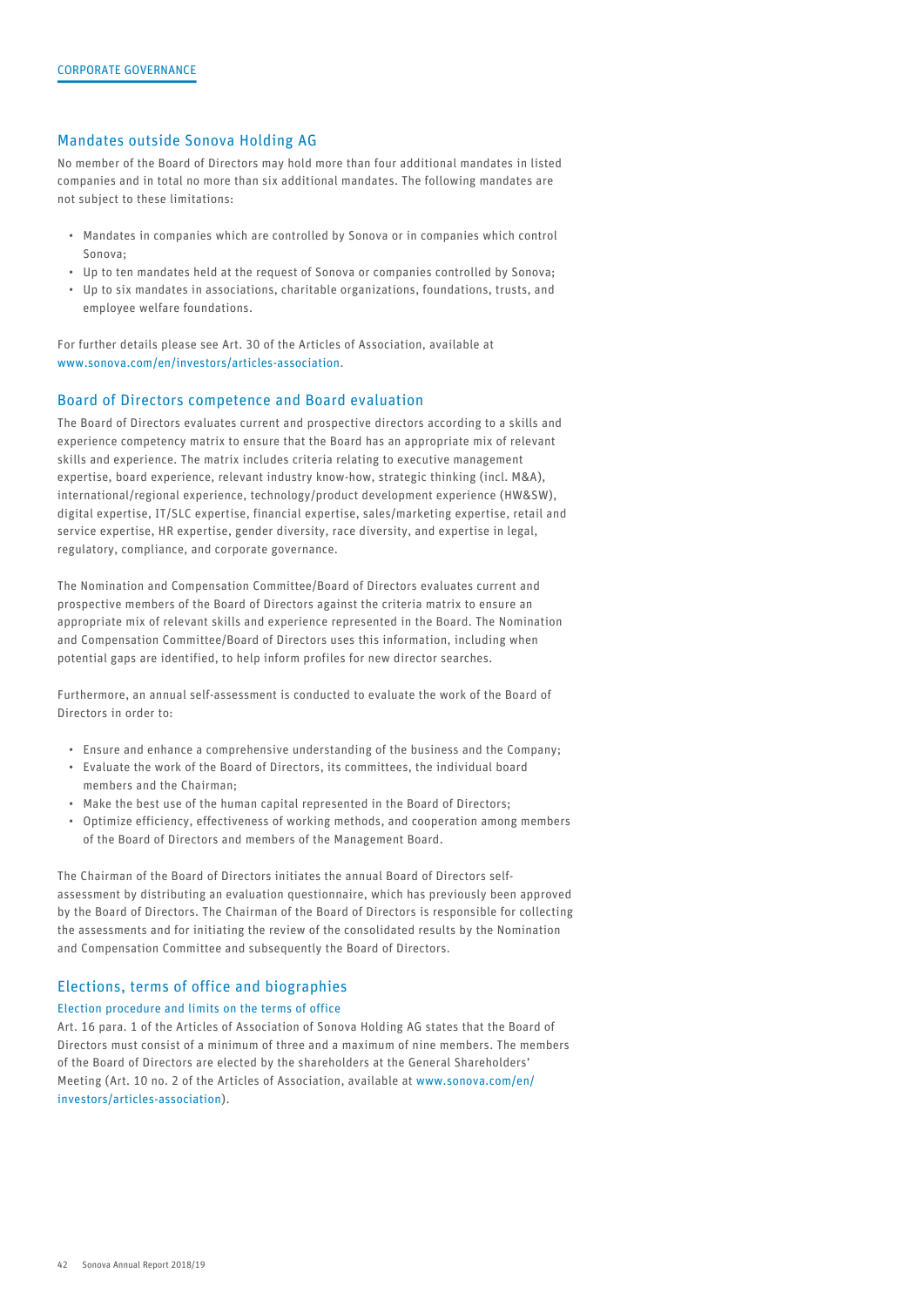## Mandates outside Sonova Holding AG

No member of the Board of Directors may hold more than four additional mandates in listed companies and in total no more than six additional mandates. The following mandates are not subject to these limitations:

- Mandates in companies which are controlled by Sonova or in companies which control Sonova;
- Up to ten mandates held at the request of Sonova or companies controlled by Sonova;
- Up to six mandates in associations, charitable organizations, foundations, trusts, and employee welfare foundations.

For further details please see Art. 30 of the Articles of Association, available at www.sonova.com/en/investors/articles-association.

## Board of Directors competence and Board evaluation

The Board of Directors evaluates current and prospective directors according to a skills and experience competency matrix to ensure that the Board has an appropriate mix of relevant skills and experience. The matrix includes criteria relating to executive management expertise, board experience, relevant industry know-how, strategic thinking (incl. M&A), international/regional experience, technology/product development experience (HW&SW), digital expertise, IT/SLC expertise, financial expertise, sales/marketing expertise, retail and service expertise, HR expertise, gender diversity, race diversity, and expertise in legal, regulatory, compliance, and corporate governance.

The Nomination and Compensation Committee/Board of Directors evaluates current and prospective members of the Board of Directors against the criteria matrix to ensure an appropriate mix of relevant skills and experience represented in the Board. The Nomination and Compensation Committee/Board of Directors uses this information, including when potential gaps are identified, to help inform profiles for new director searches.

Furthermore, an annual self-assessment is conducted to evaluate the work of the Board of Directors in order to:

- Ensure and enhance a comprehensive understanding of the business and the Company;
- Evaluate the work of the Board of Directors, its committees, the individual board members and the Chairman;
- Make the best use of the human capital represented in the Board of Directors;
- Optimize efficiency, effectiveness of working methods, and cooperation among members of the Board of Directors and members of the Management Board.

The Chairman of the Board of Directors initiates the annual Board of Directors self-assessment by distributing an evaluation questionnaire, which has previously been approved by the Board of Directors. The Chairman of the Board of Directors is responsible for collecting the assessments and for initiating the review of the consolidated results by the Nomination and Compensation Committee and subsequently the Board of Directors.

## Elections, terms of office and biographies

### Election procedure and limits on the terms of office

Art. 16 para. 1 of the Articles of Association of Sonova Holding AG states that the Board of Directors must consist of a minimum of three and a maximum of nine members. The members of the Board of Directors are elected by the shareholders at the General Shareholders' Meeting (Art. 10 no. 2 of the Articles of Association, available at www.sonova.com/en/investors/articles-association).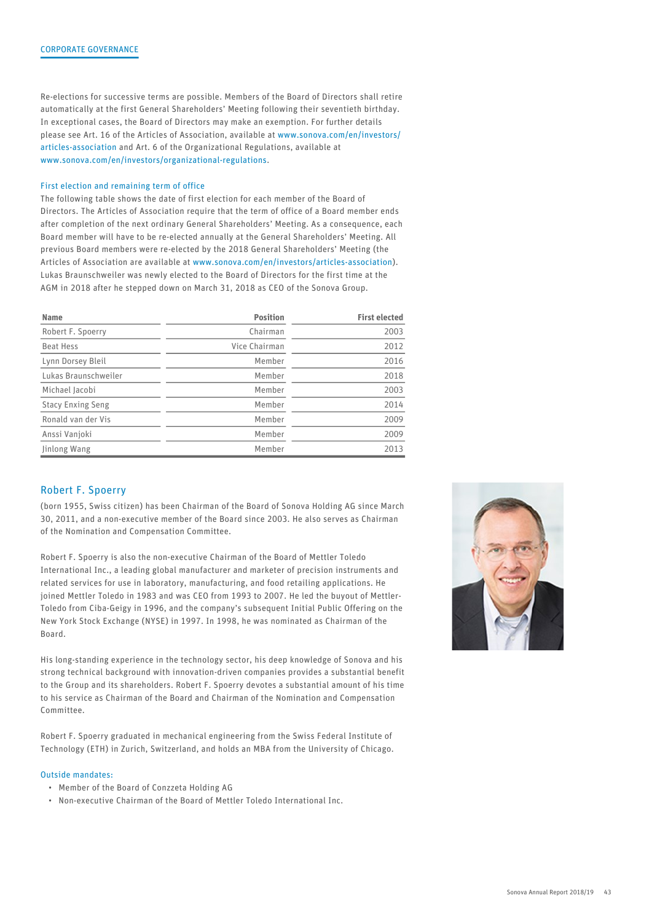Re-elections for successive terms are possible. Members of the Board of Directors shall retire automatically at the first General Shareholders' Meeting following their seventieth birthday. In exceptional cases, the Board of Directors may make an exemption. For further details please see Art. 16 of the Articles of Association, available at www.sonova.com/en/investors/articles-association and Art. 6 of the Organizational Regulations, available at www.sonova.com/en/investors/organizational-regulations.

### First election and remaining term of office

The following table shows the date of first election for each member of the Board of Directors. The Articles of Association require that the term of office of a Board member ends after completion of the next ordinary General Shareholders' Meeting. As a consequence, each Board member will have to be re-elected annually at the General Shareholders' Meeting. All previous Board members were re-elected by the 2018 General Shareholders' Meeting (the Articles of Association are available at www.sonova.com/en/investors/articles-association). Lukas Braunschweiler was newly elected to the Board of Directors for the first time at the AGM in 2018 after he stepped down on March 31, 2018 as CEO of the Sonova Group.

| Name | Position | First elected |
|---|---|---|
| Robert F. Spoerry | Chairman | 2003 |
| Beat Hess | Vice Chairman | 2012 |
| Lynn Dorsey Bleil | Member | 2016 |
| Lukas Braunschweiler | Member | 2018 |
| Michael Jacobi | Member | 2003 |
| Stacy Enxing Seng | Member | 2014 |
| Ronald van der Vis | Member | 2009 |
| Anssi Vanjoki | Member | 2009 |
| Jinlong Wang | Member | 2013 |

## Robert F. Spoerry

(born 1955, Swiss citizen) has been Chairman of the Board of Sonova Holding AG since March 30, 2011, and a non-executive member of the Board since 2003. He also serves as Chairman of the Nomination and Compensation Committee.

Robert F. Spoerry is also the non-executive Chairman of the Board of Mettler Toledo International Inc., a leading global manufacturer and marketer of precision instruments and related services for use in laboratory, manufacturing, and food retailing applications. He joined Mettler Toledo in 1983 and was CEO from 1993 to 2007. He led the buyout of Mettler-Toledo from Ciba-Geigy in 1996, and the company's subsequent Initial Public Offering on the New York Stock Exchange (NYSE) in 1997. In 1998, he was nominated as Chairman of the Board.

His long-standing experience in the technology sector, his deep knowledge of Sonova and his strong technical background with innovation-driven companies provides a substantial benefit to the Group and its shareholders. Robert F. Spoerry devotes a substantial amount of his time to his service as Chairman of the Board and Chairman of the Nomination and Compensation Committee.

Robert F. Spoerry graduated in mechanical engineering from the Swiss Federal Institute of Technology (ETH) in Zurich, Switzerland, and holds an MBA from the University of Chicago.

### Outside mandates:

- Member of the Board of Conzzeta Holding AG
- Non-executive Chairman of the Board of Mettler Toledo International Inc.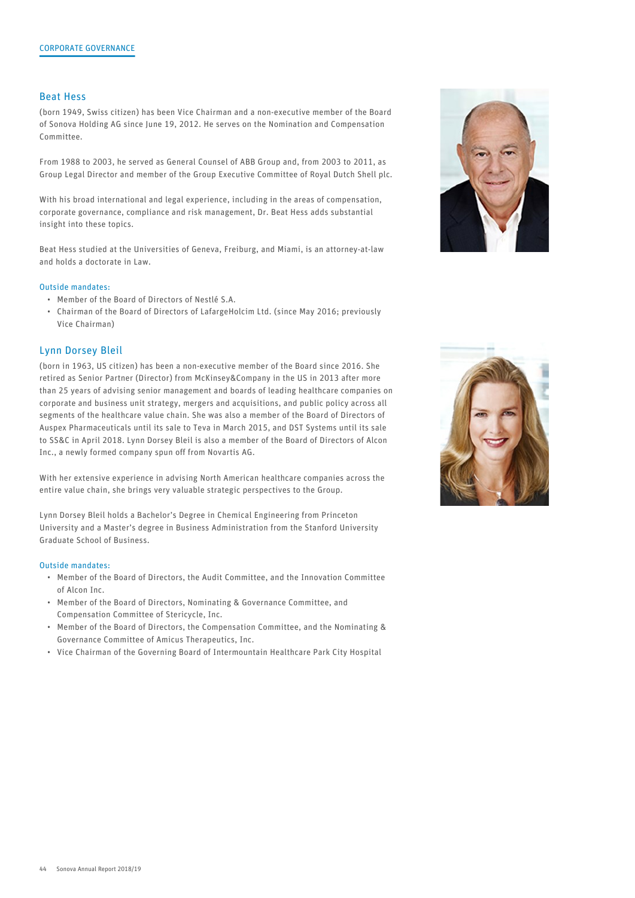## Beat Hess

(born 1949, Swiss citizen) has been Vice Chairman and a non-executive member of the Board of Sonova Holding AG since June 19, 2012. He serves on the Nomination and Compensation Committee.

From 1988 to 2003, he served as General Counsel of ABB Group and, from 2003 to 2011, as Group Legal Director and member of the Group Executive Committee of Royal Dutch Shell plc.

With his broad international and legal experience, including in the areas of compensation, corporate governance, compliance and risk management, Dr. Beat Hess adds substantial insight into these topics.

Beat Hess studied at the Universities of Geneva, Freiburg, and Miami, is an attorney-at-law and holds a doctorate in Law.

### Outside mandates:

- Member of the Board of Directors of Nestlé S.A.
- Chairman of the Board of Directors of LafargeHolcim Ltd. (since May 2016; previously Vice Chairman)

## Lynn Dorsey Bleil

(born in 1963, US citizen) has been a non-executive member of the Board since 2016. She retired as Senior Partner (Director) from McKinsey&Company in the US in 2013 after more than 25 years of advising senior management and boards of leading healthcare companies on corporate and business unit strategy, mergers and acquisitions, and public policy across all segments of the healthcare value chain. She was also a member of the Board of Directors of Auspex Pharmaceuticals until its sale to Teva in March 2015, and DST Systems until its sale to SS&C in April 2018. Lynn Dorsey Bleil is also a member of the Board of Directors of Alcon Inc., a newly formed company spun off from Novartis AG.

With her extensive experience in advising North American healthcare companies across the entire value chain, she brings very valuable strategic perspectives to the Group.

Lynn Dorsey Bleil holds a Bachelor's Degree in Chemical Engineering from Princeton University and a Master's degree in Business Administration from the Stanford University Graduate School of Business.

### Outside mandates:

- Member of the Board of Directors, the Audit Committee, and the Innovation Committee of Alcon Inc.
- Member of the Board of Directors, Nominating & Governance Committee, and Compensation Committee of Stericycle, Inc.
- Member of the Board of Directors, the Compensation Committee, and the Nominating & Governance Committee of Amicus Therapeutics, Inc.
- Vice Chairman of the Governing Board of Intermountain Healthcare Park City Hospital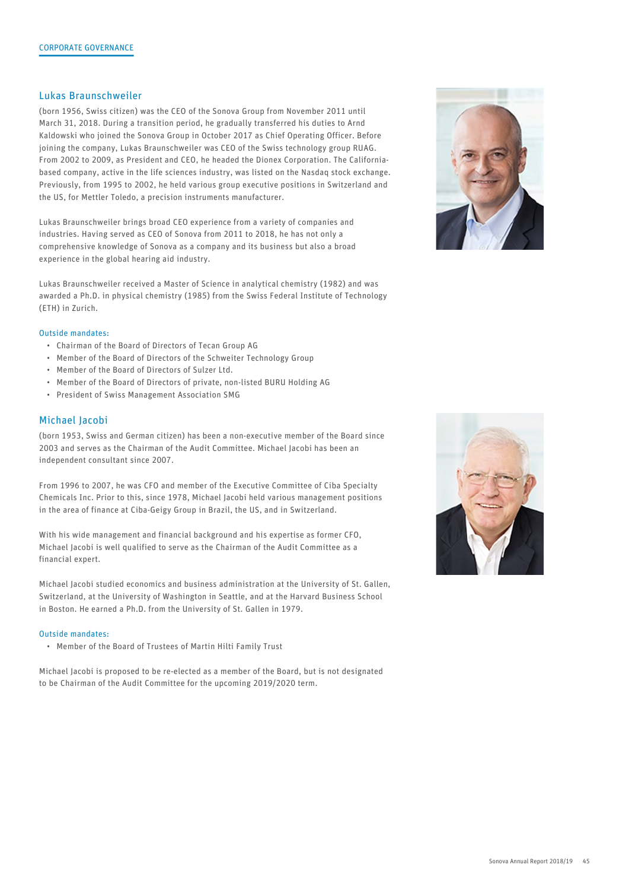## Lukas Braunschweiler

(born 1956, Swiss citizen) was the CEO of the Sonova Group from November 2011 until March 31, 2018. During a transition period, he gradually transferred his duties to Arnd Kaldowski who joined the Sonova Group in October 2017 as Chief Operating Officer. Before joining the company, Lukas Braunschweiler was CEO of the Swiss technology group RUAG. From 2002 to 2009, as President and CEO, he headed the Dionex Corporation. The California-based company, active in the life sciences industry, was listed on the Nasdaq stock exchange. Previously, from 1995 to 2002, he held various group executive positions in Switzerland and the US, for Mettler Toledo, a precision instruments manufacturer.

Lukas Braunschweiler brings broad CEO experience from a variety of companies and industries. Having served as CEO of Sonova from 2011 to 2018, he has not only a comprehensive knowledge of Sonova as a company and its business but also a broad experience in the global hearing aid industry.

Lukas Braunschweiler received a Master of Science in analytical chemistry (1982) and was awarded a Ph.D. in physical chemistry (1985) from the Swiss Federal Institute of Technology (ETH) in Zurich.

### Outside mandates:

- Chairman of the Board of Directors of Tecan Group AG
- Member of the Board of Directors of the Schweiter Technology Group
- Member of the Board of Directors of Sulzer Ltd.
- Member of the Board of Directors of private, non-listed BURU Holding AG
- President of Swiss Management Association SMG

## Michael Jacobi

(born 1953, Swiss and German citizen) has been a non-executive member of the Board since 2003 and serves as the Chairman of the Audit Committee. Michael Jacobi has been an independent consultant since 2007.

From 1996 to 2007, he was CFO and member of the Executive Committee of Ciba Specialty Chemicals Inc. Prior to this, since 1978, Michael Jacobi held various management positions in the area of finance at Ciba-Geigy Group in Brazil, the US, and in Switzerland.

With his wide management and financial background and his expertise as former CFO, Michael Jacobi is well qualified to serve as the Chairman of the Audit Committee as a financial expert.

Michael Jacobi studied economics and business administration at the University of St. Gallen, Switzerland, at the University of Washington in Seattle, and at the Harvard Business School in Boston. He earned a Ph.D. from the University of St. Gallen in 1979.

### Outside mandates:

- Member of the Board of Trustees of Martin Hilti Family Trust

Michael Jacobi is proposed to be re-elected as a member of the Board, but is not designated to be Chairman of the Audit Committee for the upcoming 2019/2020 term.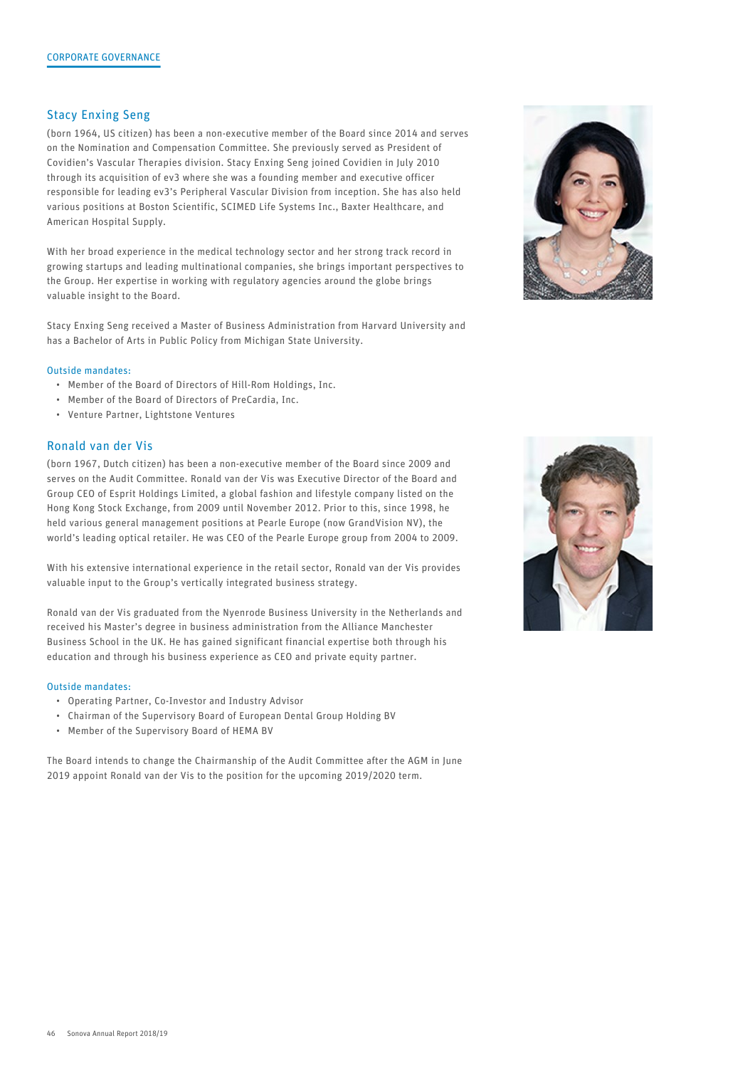## Stacy Enxing Seng

(born 1964, US citizen) has been a non-executive member of the Board since 2014 and serves on the Nomination and Compensation Committee. She previously served as President of Covidien's Vascular Therapies division. Stacy Enxing Seng joined Covidien in July 2010 through its acquisition of ev3 where she was a founding member and executive officer responsible for leading ev3's Peripheral Vascular Division from inception. She has also held various positions at Boston Scientific, SCIMED Life Systems Inc., Baxter Healthcare, and American Hospital Supply.

With her broad experience in the medical technology sector and her strong track record in growing startups and leading multinational companies, she brings important perspectives to the Group. Her expertise in working with regulatory agencies around the globe brings valuable insight to the Board.

Stacy Enxing Seng received a Master of Business Administration from Harvard University and has a Bachelor of Arts in Public Policy from Michigan State University.

**Outside mandates:**

- Member of the Board of Directors of Hill-Rom Holdings, Inc.
- Member of the Board of Directors of PreCardia, Inc.
- Venture Partner, Lightstone Ventures

## Ronald van der Vis

(born 1967, Dutch citizen) has been a non-executive member of the Board since 2009 and serves on the Audit Committee. Ronald van der Vis was Executive Director of the Board and Group CEO of Esprit Holdings Limited, a global fashion and lifestyle company listed on the Hong Kong Stock Exchange, from 2009 until November 2012. Prior to this, since 1998, he held various general management positions at Pearle Europe (now GrandVision NV), the world's leading optical retailer. He was CEO of the Pearle Europe group from 2004 to 2009.

With his extensive international experience in the retail sector, Ronald van der Vis provides valuable input to the Group's vertically integrated business strategy.

Ronald van der Vis graduated from the Nyenrode Business University in the Netherlands and received his Master's degree in business administration from the Alliance Manchester Business School in the UK. He has gained significant financial expertise both through his education and through his business experience as CEO and private equity partner.

**Outside mandates:**

- Operating Partner, Co-Investor and Industry Advisor
- Chairman of the Supervisory Board of European Dental Group Holding BV
- Member of the Supervisory Board of HEMA BV

The Board intends to change the Chairmanship of the Audit Committee after the AGM in June 2019 appoint Ronald van der Vis to the position for the upcoming 2019/2020 term.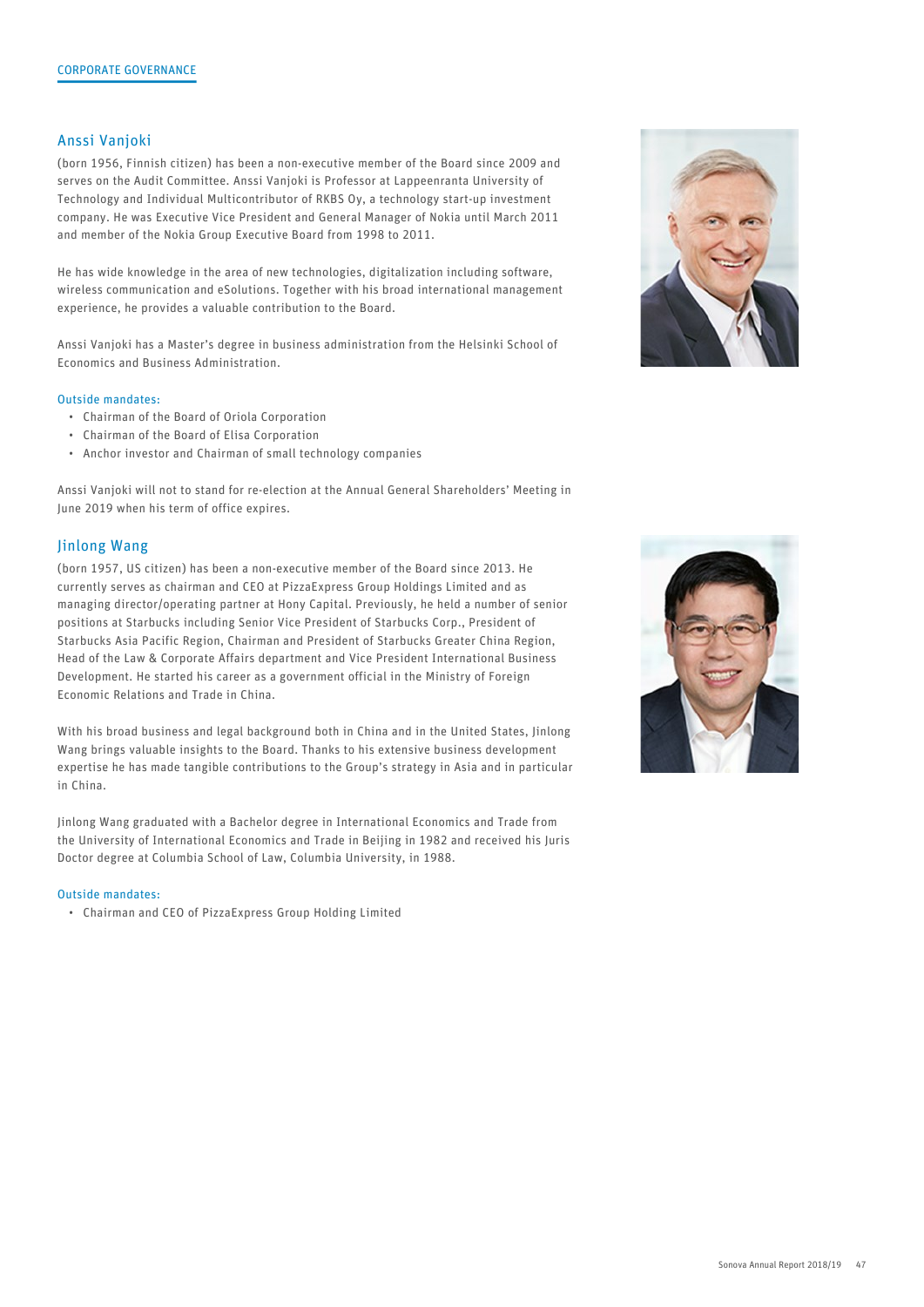## Anssi Vanjoki

(born 1956, Finnish citizen) has been a non-executive member of the Board since 2009 and serves on the Audit Committee. Anssi Vanjoki is Professor at Lappeenranta University of Technology and Individual Multicontributor of RKBS Oy, a technology start-up investment company. He was Executive Vice President and General Manager of Nokia until March 2011 and member of the Nokia Group Executive Board from 1998 to 2011.

He has wide knowledge in the area of new technologies, digitalization including software, wireless communication and eSolutions. Together with his broad international management experience, he provides a valuable contribution to the Board.

Anssi Vanjoki has a Master's degree in business administration from the Helsinki School of Economics and Business Administration.

Outside mandates:

- Chairman of the Board of Oriola Corporation
- Chairman of the Board of Elisa Corporation
- Anchor investor and Chairman of small technology companies

Anssi Vanjoki will not to stand for re-election at the Annual General Shareholders' Meeting in June 2019 when his term of office expires.

## Jinlong Wang

(born 1957, US citizen) has been a non-executive member of the Board since 2013. He currently serves as chairman and CEO at PizzaExpress Group Holdings Limited and as managing director/operating partner at Hony Capital. Previously, he held a number of senior positions at Starbucks including Senior Vice President of Starbucks Corp., President of Starbucks Asia Pacific Region, Chairman and President of Starbucks Greater China Region, Head of the Law & Corporate Affairs department and Vice President International Business Development. He started his career as a government official in the Ministry of Foreign Economic Relations and Trade in China.

With his broad business and legal background both in China and in the United States, Jinlong Wang brings valuable insights to the Board. Thanks to his extensive business development expertise he has made tangible contributions to the Group's strategy in Asia and in particular in China.

Jinlong Wang graduated with a Bachelor degree in International Economics and Trade from the University of International Economics and Trade in Beijing in 1982 and received his Juris Doctor degree at Columbia School of Law, Columbia University, in 1988.

Outside mandates:

- Chairman and CEO of PizzaExpress Group Holding Limited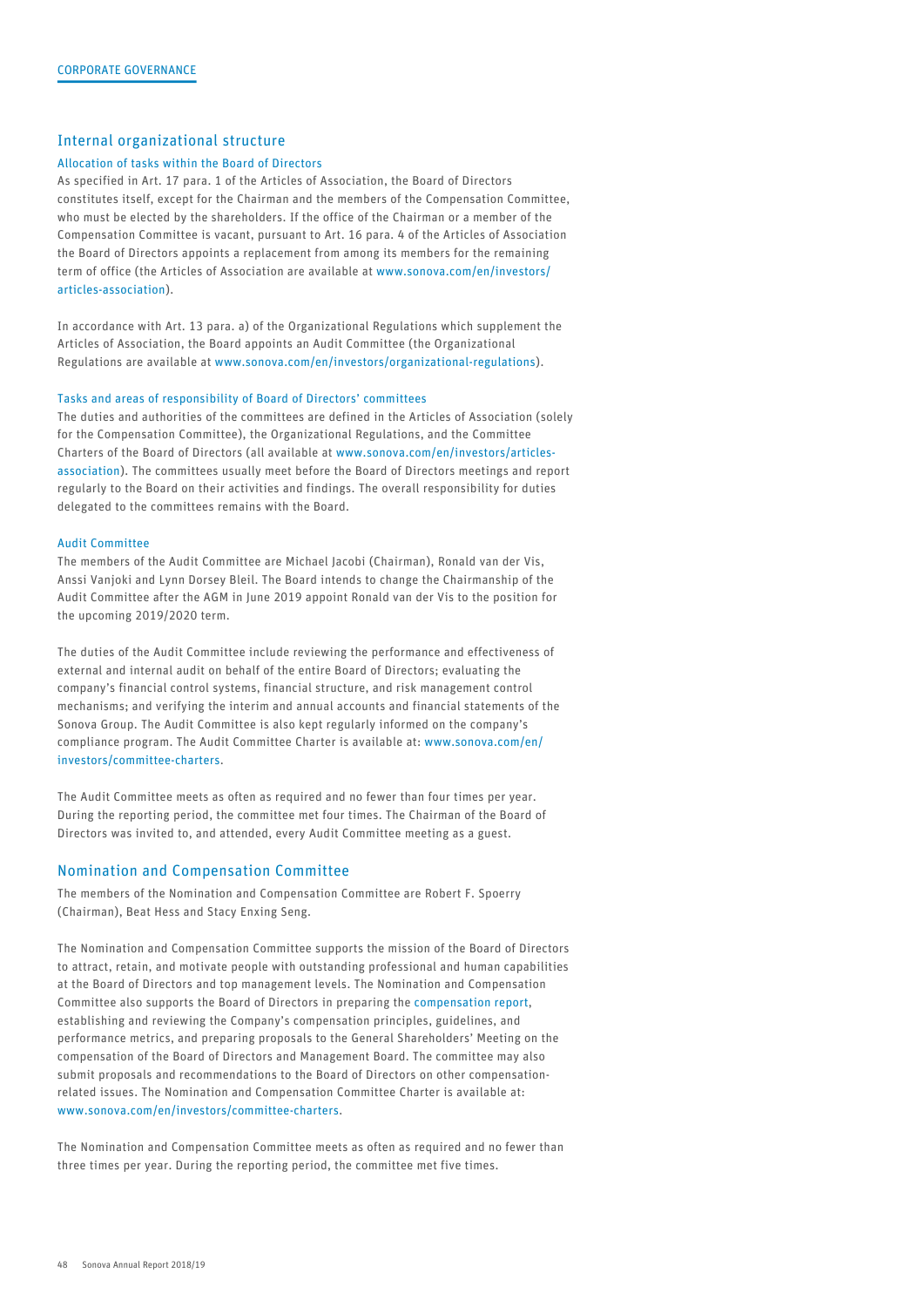## Internal organizational structure

### Allocation of tasks within the Board of Directors

As specified in Art. 17 para. 1 of the Articles of Association, the Board of Directors constitutes itself, except for the Chairman and the members of the Compensation Committee, who must be elected by the shareholders. If the office of the Chairman or a member of the Compensation Committee is vacant, pursuant to Art. 16 para. 4 of the Articles of Association the Board of Directors appoints a replacement from among its members for the remaining term of office (the Articles of Association are available at www.sonova.com/en/investors/articles-association).

In accordance with Art. 13 para. a) of the Organizational Regulations which supplement the Articles of Association, the Board appoints an Audit Committee (the Organizational Regulations are available at www.sonova.com/en/investors/organizational-regulations).

### Tasks and areas of responsibility of Board of Directors' committees

The duties and authorities of the committees are defined in the Articles of Association (solely for the Compensation Committee), the Organizational Regulations, and the Committee Charters of the Board of Directors (all available at www.sonova.com/en/investors/articles-association). The committees usually meet before the Board of Directors meetings and report regularly to the Board on their activities and findings. The overall responsibility for duties delegated to the committees remains with the Board.

### Audit Committee

The members of the Audit Committee are Michael Jacobi (Chairman), Ronald van der Vis, Anssi Vanjoki and Lynn Dorsey Bleil. The Board intends to change the Chairmanship of the Audit Committee after the AGM in June 2019 appoint Ronald van der Vis to the position for the upcoming 2019/2020 term.

The duties of the Audit Committee include reviewing the performance and effectiveness of external and internal audit on behalf of the entire Board of Directors; evaluating the company's financial control systems, financial structure, and risk management control mechanisms; and verifying the interim and annual accounts and financial statements of the Sonova Group. The Audit Committee is also kept regularly informed on the company's compliance program. The Audit Committee Charter is available at: www.sonova.com/en/investors/committee-charters.

The Audit Committee meets as often as required and no fewer than four times per year. During the reporting period, the committee met four times. The Chairman of the Board of Directors was invited to, and attended, every Audit Committee meeting as a guest.

## Nomination and Compensation Committee

The members of the Nomination and Compensation Committee are Robert F. Spoerry (Chairman), Beat Hess and Stacy Enxing Seng.

The Nomination and Compensation Committee supports the mission of the Board of Directors to attract, retain, and motivate people with outstanding professional and human capabilities at the Board of Directors and top management levels. The Nomination and Compensation Committee also supports the Board of Directors in preparing the compensation report, establishing and reviewing the Company's compensation principles, guidelines, and performance metrics, and preparing proposals to the General Shareholders' Meeting on the compensation of the Board of Directors and Management Board. The committee may also submit proposals and recommendations to the Board of Directors on other compensation-related issues. The Nomination and Compensation Committee Charter is available at: www.sonova.com/en/investors/committee-charters.

The Nomination and Compensation Committee meets as often as required and no fewer than three times per year. During the reporting period, the committee met five times.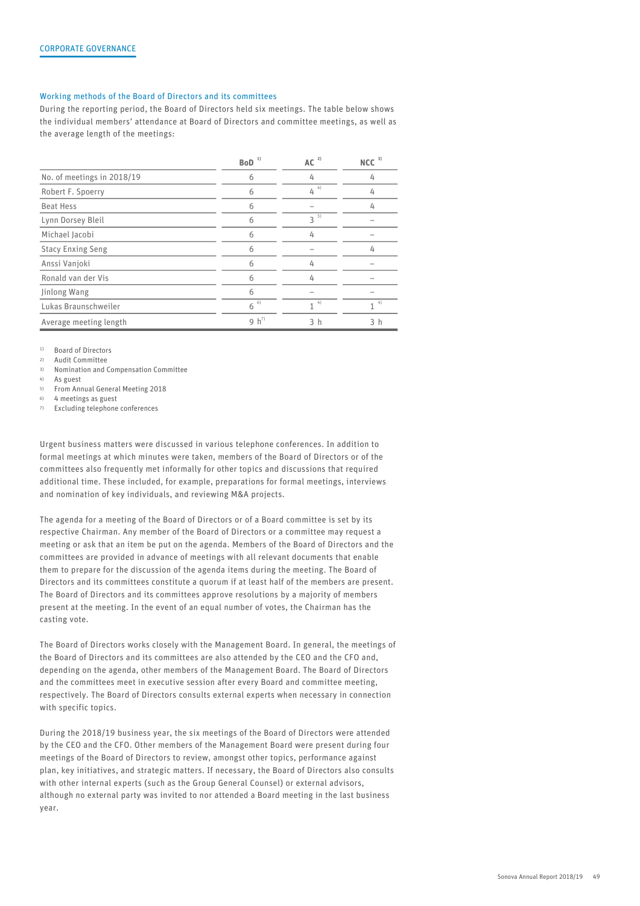### Working methods of the Board of Directors and its committees

During the reporting period, the Board of Directors held six meetings. The table below shows the individual members' attendance at Board of Directors and committee meetings, as well as the average length of the meetings:

| | BoD [1] | AC [2] | NCC [3] |
|---|---|---|---|
| No. of meetings in 2018/19 | 6 | 4 | 4 |
| Robert F. Spoerry | 6 | 4 [4] | 4 |
| Beat Hess | 6 | – | 4 |
| Lynn Dorsey Bleil | 6 | 3 [5] | – |
| Michael Jacobi | 6 | 4 | – |
| Stacy Enxing Seng | 6 | – | 4 |
| Anssi Vanjoki | 6 | 4 | – |
| Ronald van der Vis | 6 | 4 | – |
| Jinlong Wang | 6 | – | – |
| Lukas Braunschweiler | 6 [6] | 1 [4] | 1 [4] |
| Average meeting length | 9 h [7] | 3 h | 3 h |

[1] Board of Directors
[2] Audit Committee
[3] Nomination and Compensation Committee
[4] As guest
[5] From Annual General Meeting 2018
[6] 4 meetings as guest
[7] Excluding telephone conferences

Urgent business matters were discussed in various telephone conferences. In addition to formal meetings at which minutes were taken, members of the Board of Directors or of the committees also frequently met informally for other topics and discussions that required additional time. These included, for example, preparations for formal meetings, interviews and nomination of key individuals, and reviewing M&A projects.

The agenda for a meeting of the Board of Directors or of a Board committee is set by its respective Chairman. Any member of the Board of Directors or a committee may request a meeting or ask that an item be put on the agenda. Members of the Board of Directors and the committees are provided in advance of meetings with all relevant documents that enable them to prepare for the discussion of the agenda items during the meeting. The Board of Directors and its committees constitute a quorum if at least half of the members are present. The Board of Directors and its committees approve resolutions by a majority of members present at the meeting. In the event of an equal number of votes, the Chairman has the casting vote.

The Board of Directors works closely with the Management Board. In general, the meetings of the Board of Directors and its committees are also attended by the CEO and the CFO and, depending on the agenda, other members of the Management Board. The Board of Directors and the committees meet in executive session after every Board and committee meeting, respectively. The Board of Directors consults external experts when necessary in connection with specific topics.

During the 2018/19 business year, the six meetings of the Board of Directors were attended by the CEO and the CFO. Other members of the Management Board were present during four meetings of the Board of Directors to review, amongst other topics, performance against plan, key initiatives, and strategic matters. If necessary, the Board of Directors also consults with other internal experts (such as the Group General Counsel) or external advisors, although no external party was invited to nor attended a Board meeting in the last business year.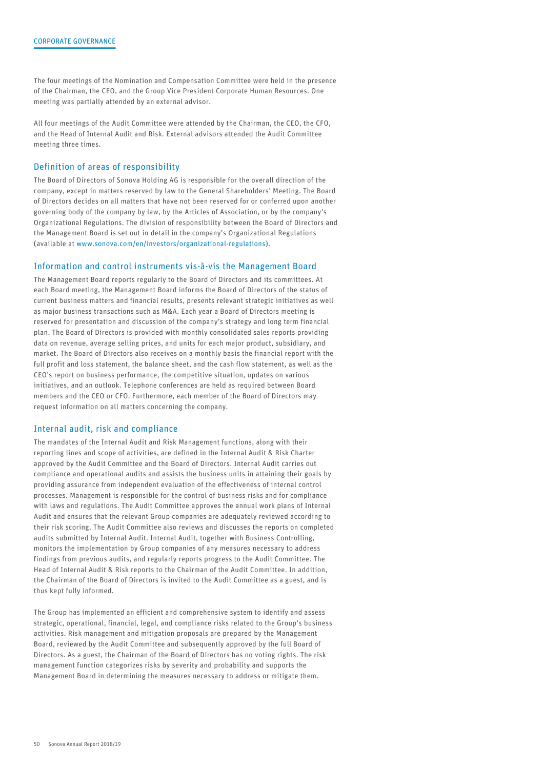The four meetings of the Nomination and Compensation Committee were held in the presence of the Chairman, the CEO, and the Group Vice President Corporate Human Resources. One meeting was partially attended by an external advisor.

All four meetings of the Audit Committee were attended by the Chairman, the CEO, the CFO, and the Head of Internal Audit and Risk. External advisors attended the Audit Committee meeting three times.

## Definition of areas of responsibility

The Board of Directors of Sonova Holding AG is responsible for the overall direction of the company, except in matters reserved by law to the General Shareholders' Meeting. The Board of Directors decides on all matters that have not been reserved for or conferred upon another governing body of the company by law, by the Articles of Association, or by the company's Organizational Regulations. The division of responsibility between the Board of Directors and the Management Board is set out in detail in the company's Organizational Regulations (available at www.sonova.com/en/investors/organizational-regulations).

## Information and control instruments vis-à-vis the Management Board

The Management Board reports regularly to the Board of Directors and its committees. At each Board meeting, the Management Board informs the Board of Directors of the status of current business matters and financial results, presents relevant strategic initiatives as well as major business transactions such as M&A. Each year a Board of Directors meeting is reserved for presentation and discussion of the company's strategy and long term financial plan. The Board of Directors is provided with monthly consolidated sales reports providing data on revenue, average selling prices, and units for each major product, subsidiary, and market. The Board of Directors also receives on a monthly basis the financial report with the full profit and loss statement, the balance sheet, and the cash flow statement, as well as the CEO's report on business performance, the competitive situation, updates on various initiatives, and an outlook. Telephone conferences are held as required between Board members and the CEO or CFO. Furthermore, each member of the Board of Directors may request information on all matters concerning the company.

## Internal audit, risk and compliance

The mandates of the Internal Audit and Risk Management functions, along with their reporting lines and scope of activities, are defined in the Internal Audit & Risk Charter approved by the Audit Committee and the Board of Directors. Internal Audit carries out compliance and operational audits and assists the business units in attaining their goals by providing assurance from independent evaluation of the effectiveness of internal control processes. Management is responsible for the control of business risks and for compliance with laws and regulations. The Audit Committee approves the annual work plans of Internal Audit and ensures that the relevant Group companies are adequately reviewed according to their risk scoring. The Audit Committee also reviews and discusses the reports on completed audits submitted by Internal Audit. Internal Audit, together with Business Controlling, monitors the implementation by Group companies of any measures necessary to address findings from previous audits, and regularly reports progress to the Audit Committee. The Head of Internal Audit & Risk reports to the Chairman of the Audit Committee. In addition, the Chairman of the Board of Directors is invited to the Audit Committee as a guest, and is thus kept fully informed.

The Group has implemented an efficient and comprehensive system to identify and assess strategic, operational, financial, legal, and compliance risks related to the Group's business activities. Risk management and mitigation proposals are prepared by the Management Board, reviewed by the Audit Committee and subsequently approved by the full Board of Directors. As a guest, the Chairman of the Board of Directors has no voting rights. The risk management function categorizes risks by severity and probability and supports the Management Board in determining the measures necessary to address or mitigate them.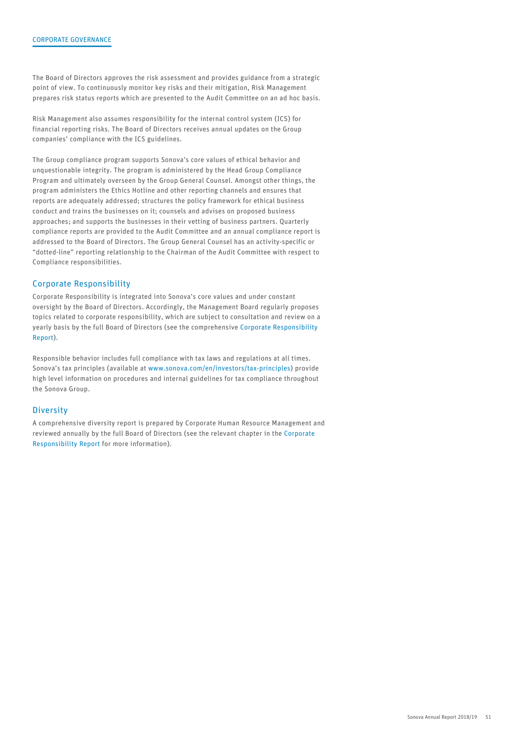The Board of Directors approves the risk assessment and provides guidance from a strategic point of view. To continuously monitor key risks and their mitigation, Risk Management prepares risk status reports which are presented to the Audit Committee on an ad hoc basis.

Risk Management also assumes responsibility for the internal control system (ICS) for financial reporting risks. The Board of Directors receives annual updates on the Group companies' compliance with the ICS guidelines.

The Group compliance program supports Sonova's core values of ethical behavior and unquestionable integrity. The program is administered by the Head Group Compliance Program and ultimately overseen by the Group General Counsel. Amongst other things, the program administers the Ethics Hotline and other reporting channels and ensures that reports are adequately addressed; structures the policy framework for ethical business conduct and trains the businesses on it; counsels and advises on proposed business approaches; and supports the businesses in their vetting of business partners. Quarterly compliance reports are provided to the Audit Committee and an annual compliance report is addressed to the Board of Directors. The Group General Counsel has an activity-specific or "dotted-line" reporting relationship to the Chairman of the Audit Committee with respect to Compliance responsibilities.

## Corporate Responsibility

Corporate Responsibility is integrated into Sonova's core values and under constant oversight by the Board of Directors. Accordingly, the Management Board regularly proposes topics related to corporate responsibility, which are subject to consultation and review on a yearly basis by the full Board of Directors (see the comprehensive Corporate Responsibility Report).

Responsible behavior includes full compliance with tax laws and regulations at all times. Sonova's tax principles (available at www.sonova.com/en/investors/tax-principles) provide high level information on procedures and internal guidelines for tax compliance throughout the Sonova Group.

## Diversity

A comprehensive diversity report is prepared by Corporate Human Resource Management and reviewed annually by the full Board of Directors (see the relevant chapter in the Corporate Responsibility Report for more information).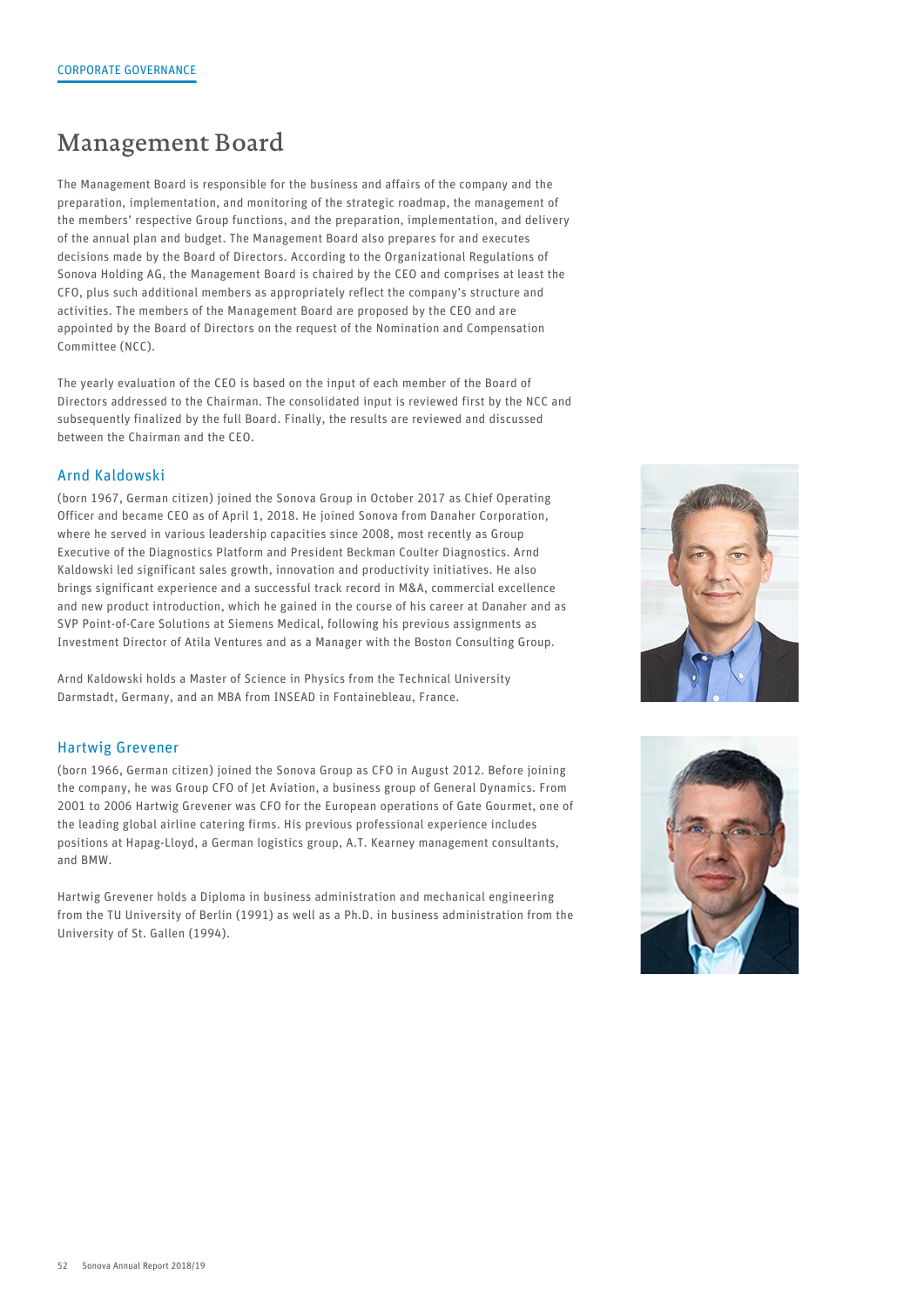CORPORATE GOVERNANCE

# Management Board

The Management Board is responsible for the business and affairs of the company and the preparation, implementation, and monitoring of the strategic roadmap, the management of the members' respective Group functions, and the preparation, implementation, and delivery of the annual plan and budget. The Management Board also prepares for and executes decisions made by the Board of Directors. According to the Organizational Regulations of Sonova Holding AG, the Management Board is chaired by the CEO and comprises at least the CFO, plus such additional members as appropriately reflect the company's structure and activities. The members of the Management Board are proposed by the CEO and are appointed by the Board of Directors on the request of the Nomination and Compensation Committee (NCC).

The yearly evaluation of the CEO is based on the input of each member of the Board of Directors addressed to the Chairman. The consolidated input is reviewed first by the NCC and subsequently finalized by the full Board. Finally, the results are reviewed and discussed between the Chairman and the CEO.

## Arnd Kaldowski

(born 1967, German citizen) joined the Sonova Group in October 2017 as Chief Operating Officer and became CEO as of April 1, 2018. He joined Sonova from Danaher Corporation, where he served in various leadership capacities since 2008, most recently as Group Executive of the Diagnostics Platform and President Beckman Coulter Diagnostics. Arnd Kaldowski led significant sales growth, innovation and productivity initiatives. He also brings significant experience and a successful track record in M&A, commercial excellence and new product introduction, which he gained in the course of his career at Danaher and as SVP Point-of-Care Solutions at Siemens Medical, following his previous assignments as Investment Director of Atila Ventures and as a Manager with the Boston Consulting Group.

Arnd Kaldowski holds a Master of Science in Physics from the Technical University Darmstadt, Germany, and an MBA from INSEAD in Fontainebleau, France.

## Hartwig Grevener

(born 1966, German citizen) joined the Sonova Group as CFO in August 2012. Before joining the company, he was Group CFO of Jet Aviation, a business group of General Dynamics. From 2001 to 2006 Hartwig Grevener was CFO for the European operations of Gate Gourmet, one of the leading global airline catering firms. His previous professional experience includes positions at Hapag-Lloyd, a German logistics group, A.T. Kearney management consultants, and BMW.

Hartwig Grevener holds a Diploma in business administration and mechanical engineering from the TU University of Berlin (1991) as well as a Ph.D. in business administration from the University of St. Gallen (1994).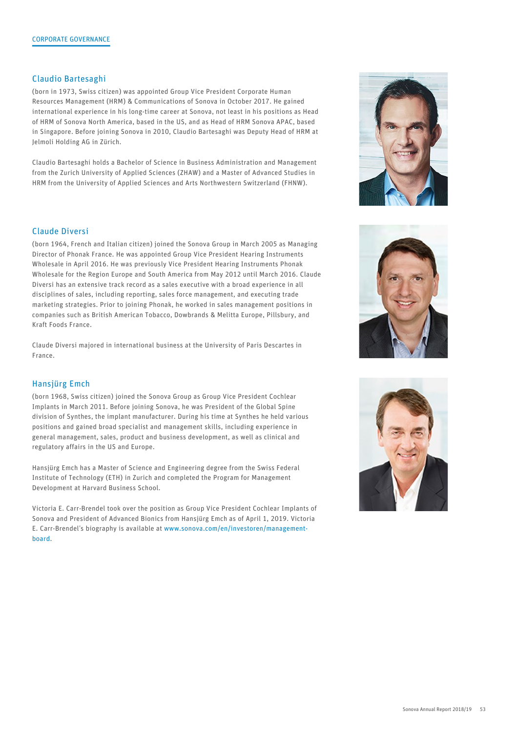## Claudio Bartesaghi

(born in 1973, Swiss citizen) was appointed Group Vice President Corporate Human Resources Management (HRM) & Communications of Sonova in October 2017. He gained international experience in his long-time career at Sonova, not least in his positions as Head of HRM of Sonova North America, based in the US, and as Head of HRM Sonova APAC, based in Singapore. Before joining Sonova in 2010, Claudio Bartesaghi was Deputy Head of HRM at Jelmoli Holding AG in Zürich.

Claudio Bartesaghi holds a Bachelor of Science in Business Administration and Management from the Zurich University of Applied Sciences (ZHAW) and a Master of Advanced Studies in HRM from the University of Applied Sciences and Arts Northwestern Switzerland (FHNW).

## Claude Diversi

(born 1964, French and Italian citizen) joined the Sonova Group in March 2005 as Managing Director of Phonak France. He was appointed Group Vice President Hearing Instruments Wholesale in April 2016. He was previously Vice President Hearing Instruments Phonak Wholesale for the Region Europe and South America from May 2012 until March 2016. Claude Diversi has an extensive track record as a sales executive with a broad experience in all disciplines of sales, including reporting, sales force management, and executing trade marketing strategies. Prior to joining Phonak, he worked in sales management positions in companies such as British American Tobacco, Dowbrands & Melitta Europe, Pillsbury, and Kraft Foods France.

Claude Diversi majored in international business at the University of Paris Descartes in France.

## Hansjürg Emch

(born 1968, Swiss citizen) joined the Sonova Group as Group Vice President Cochlear Implants in March 2011. Before joining Sonova, he was President of the Global Spine division of Synthes, the implant manufacturer. During his time at Synthes he held various positions and gained broad specialist and management skills, including experience in general management, sales, product and business development, as well as clinical and regulatory affairs in the US and Europe.

Hansjürg Emch has a Master of Science and Engineering degree from the Swiss Federal Institute of Technology (ETH) in Zurich and completed the Program for Management Development at Harvard Business School.

Victoria E. Carr-Brendel took over the position as Group Vice President Cochlear Implants of Sonova and President of Advanced Bionics from Hansjürg Emch as of April 1, 2019. Victoria E. Carr-Brendel's biography is available at www.sonova.com/en/investoren/management-board.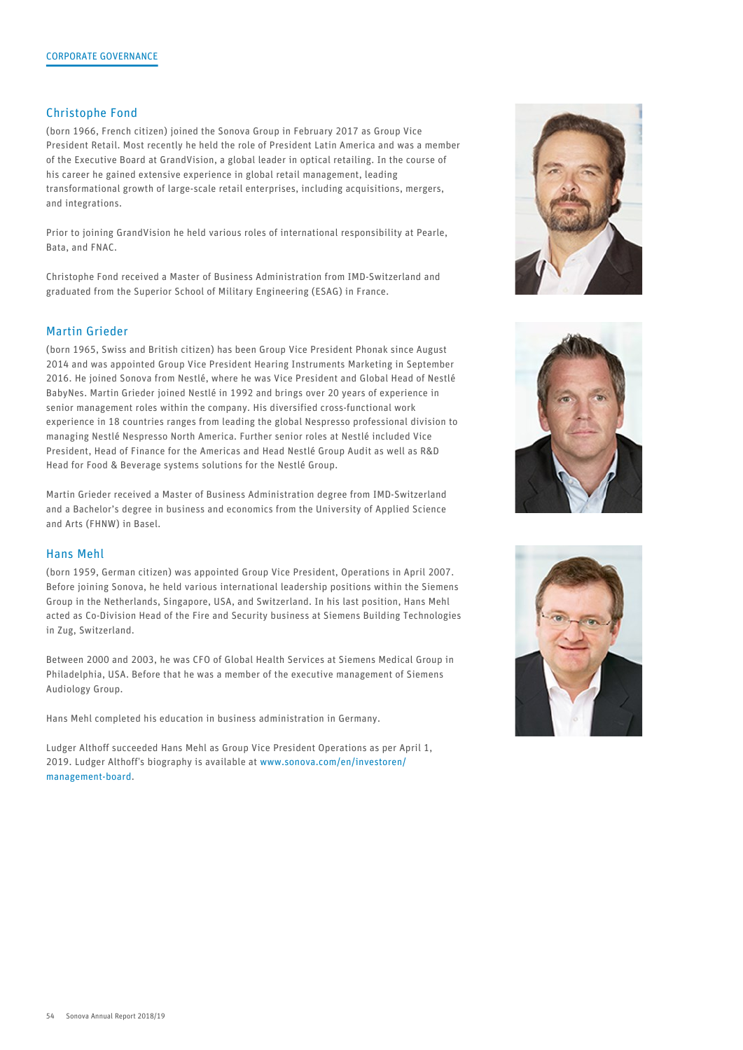## Christophe Fond

(born 1966, French citizen) joined the Sonova Group in February 2017 as Group Vice President Retail. Most recently he held the role of President Latin America and was a member of the Executive Board at GrandVision, a global leader in optical retailing. In the course of his career he gained extensive experience in global retail management, leading transformational growth of large-scale retail enterprises, including acquisitions, mergers, and integrations.

Prior to joining GrandVision he held various roles of international responsibility at Pearle, Bata, and FNAC.

Christophe Fond received a Master of Business Administration from IMD-Switzerland and graduated from the Superior School of Military Engineering (ESAG) in France.

## Martin Grieder

(born 1965, Swiss and British citizen) has been Group Vice President Phonak since August 2014 and was appointed Group Vice President Hearing Instruments Marketing in September 2016. He joined Sonova from Nestlé, where he was Vice President and Global Head of Nestlé BabyNes. Martin Grieder joined Nestlé in 1992 and brings over 20 years of experience in senior management roles within the company. His diversified cross-functional work experience in 18 countries ranges from leading the global Nespresso professional division to managing Nestlé Nespresso North America. Further senior roles at Nestlé included Vice President, Head of Finance for the Americas and Head Nestlé Group Audit as well as R&D Head for Food & Beverage systems solutions for the Nestlé Group.

Martin Grieder received a Master of Business Administration degree from IMD-Switzerland and a Bachelor's degree in business and economics from the University of Applied Science and Arts (FHNW) in Basel.

## Hans Mehl

(born 1959, German citizen) was appointed Group Vice President, Operations in April 2007. Before joining Sonova, he held various international leadership positions within the Siemens Group in the Netherlands, Singapore, USA, and Switzerland. In his last position, Hans Mehl acted as Co-Division Head of the Fire and Security business at Siemens Building Technologies in Zug, Switzerland.

Between 2000 and 2003, he was CFO of Global Health Services at Siemens Medical Group in Philadelphia, USA. Before that he was a member of the executive management of Siemens Audiology Group.

Hans Mehl completed his education in business administration in Germany.

Ludger Althoff succeeded Hans Mehl as Group Vice President Operations as per April 1, 2019. Ludger Althoff's biography is available at www.sonova.com/en/investoren/management-board.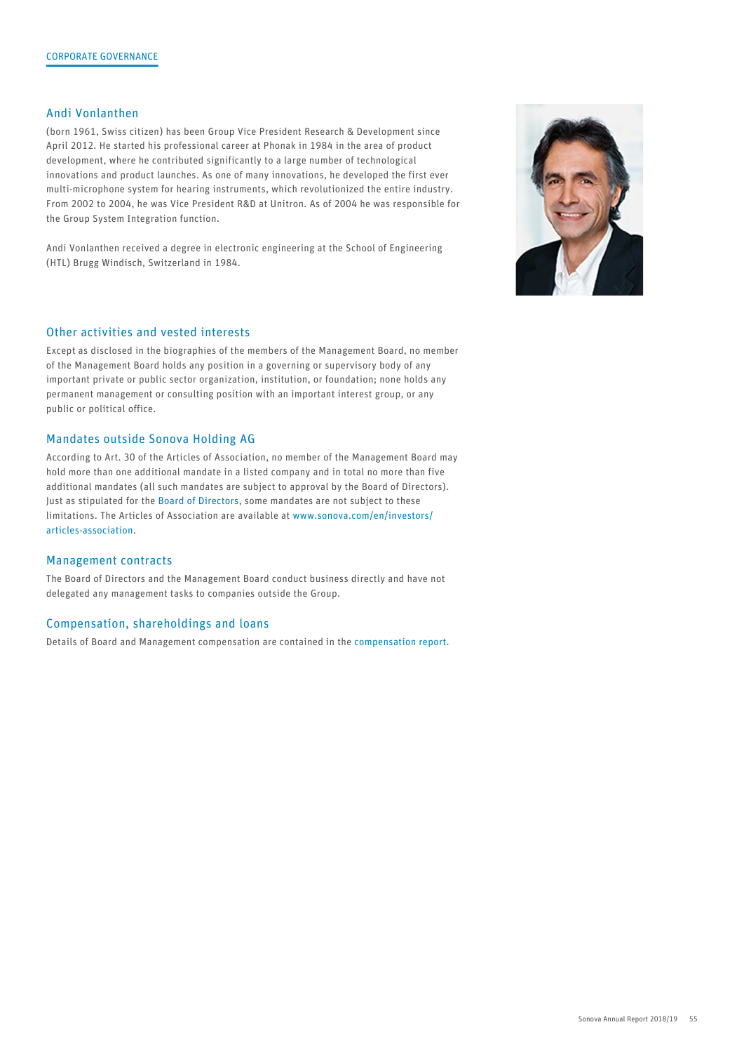## Andi Vonlanthen

(born 1961, Swiss citizen) has been Group Vice President Research & Development since April 2012. He started his professional career at Phonak in 1984 in the area of product development, where he contributed significantly to a large number of technological innovations and product launches. As one of many innovations, he developed the first ever multi-microphone system for hearing instruments, which revolutionized the entire industry. From 2002 to 2004, he was Vice President R&D at Unitron. As of 2004 he was responsible for the Group System Integration function.

Andi Vonlanthen received a degree in electronic engineering at the School of Engineering (HTL) Brugg Windisch, Switzerland in 1984.

## Other activities and vested interests

Except as disclosed in the biographies of the members of the Management Board, no member of the Management Board holds any position in a governing or supervisory body of any important private or public sector organization, institution, or foundation; none holds any permanent management or consulting position with an important interest group, or any public or political office.

## Mandates outside Sonova Holding AG

According to Art. 30 of the Articles of Association, no member of the Management Board may hold more than one additional mandate in a listed company and in total no more than five additional mandates (all such mandates are subject to approval by the Board of Directors). Just as stipulated for the Board of Directors, some mandates are not subject to these limitations. The Articles of Association are available at www.sonova.com/en/investors/articles-association.

## Management contracts

The Board of Directors and the Management Board conduct business directly and have not delegated any management tasks to companies outside the Group.

## Compensation, shareholdings and loans

Details of Board and Management compensation are contained in the compensation report.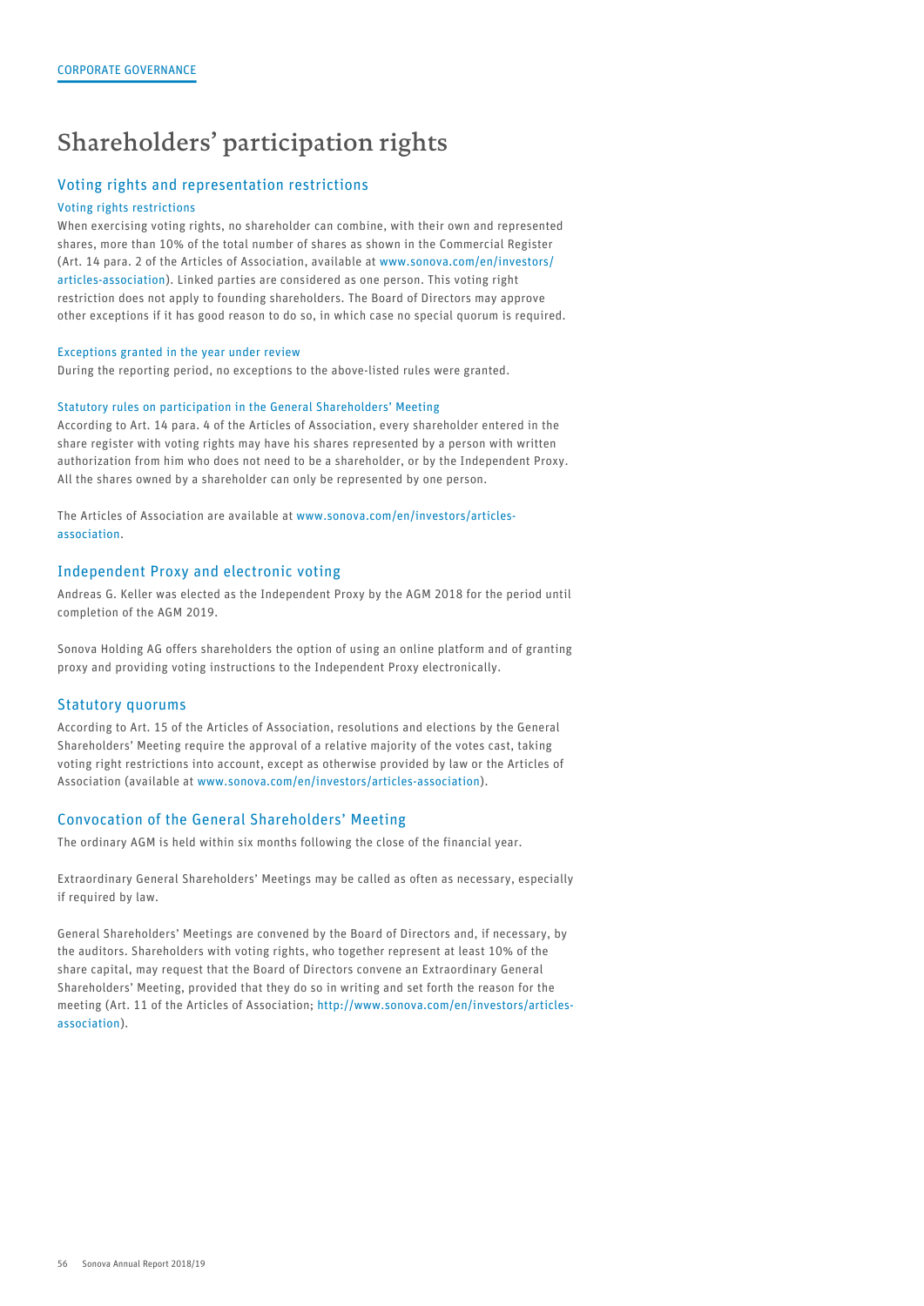# Shareholders' participation rights

## Voting rights and representation restrictions

### Voting rights restrictions

When exercising voting rights, no shareholder can combine, with their own and represented shares, more than 10% of the total number of shares as shown in the Commercial Register (Art. 14 para. 2 of the Articles of Association, available at www.sonova.com/en/investors/articles-association). Linked parties are considered as one person. This voting right restriction does not apply to founding shareholders. The Board of Directors may approve other exceptions if it has good reason to do so, in which case no special quorum is required.

### Exceptions granted in the year under review

During the reporting period, no exceptions to the above-listed rules were granted.

### Statutory rules on participation in the General Shareholders' Meeting

According to Art. 14 para. 4 of the Articles of Association, every shareholder entered in the share register with voting rights may have his shares represented by a person with written authorization from him who does not need to be a shareholder, or by the Independent Proxy. All the shares owned by a shareholder can only be represented by one person.

The Articles of Association are available at www.sonova.com/en/investors/articles-association.

## Independent Proxy and electronic voting

Andreas G. Keller was elected as the Independent Proxy by the AGM 2018 for the period until completion of the AGM 2019.

Sonova Holding AG offers shareholders the option of using an online platform and of granting proxy and providing voting instructions to the Independent Proxy electronically.

## Statutory quorums

According to Art. 15 of the Articles of Association, resolutions and elections by the General Shareholders' Meeting require the approval of a relative majority of the votes cast, taking voting right restrictions into account, except as otherwise provided by law or the Articles of Association (available at www.sonova.com/en/investors/articles-association).

## Convocation of the General Shareholders' Meeting

The ordinary AGM is held within six months following the close of the financial year.

Extraordinary General Shareholders' Meetings may be called as often as necessary, especially if required by law.

General Shareholders' Meetings are convened by the Board of Directors and, if necessary, by the auditors. Shareholders with voting rights, who together represent at least 10% of the share capital, may request that the Board of Directors convene an Extraordinary General Shareholders' Meeting, provided that they do so in writing and set forth the reason for the meeting (Art. 11 of the Articles of Association; http://www.sonova.com/en/investors/articles-association).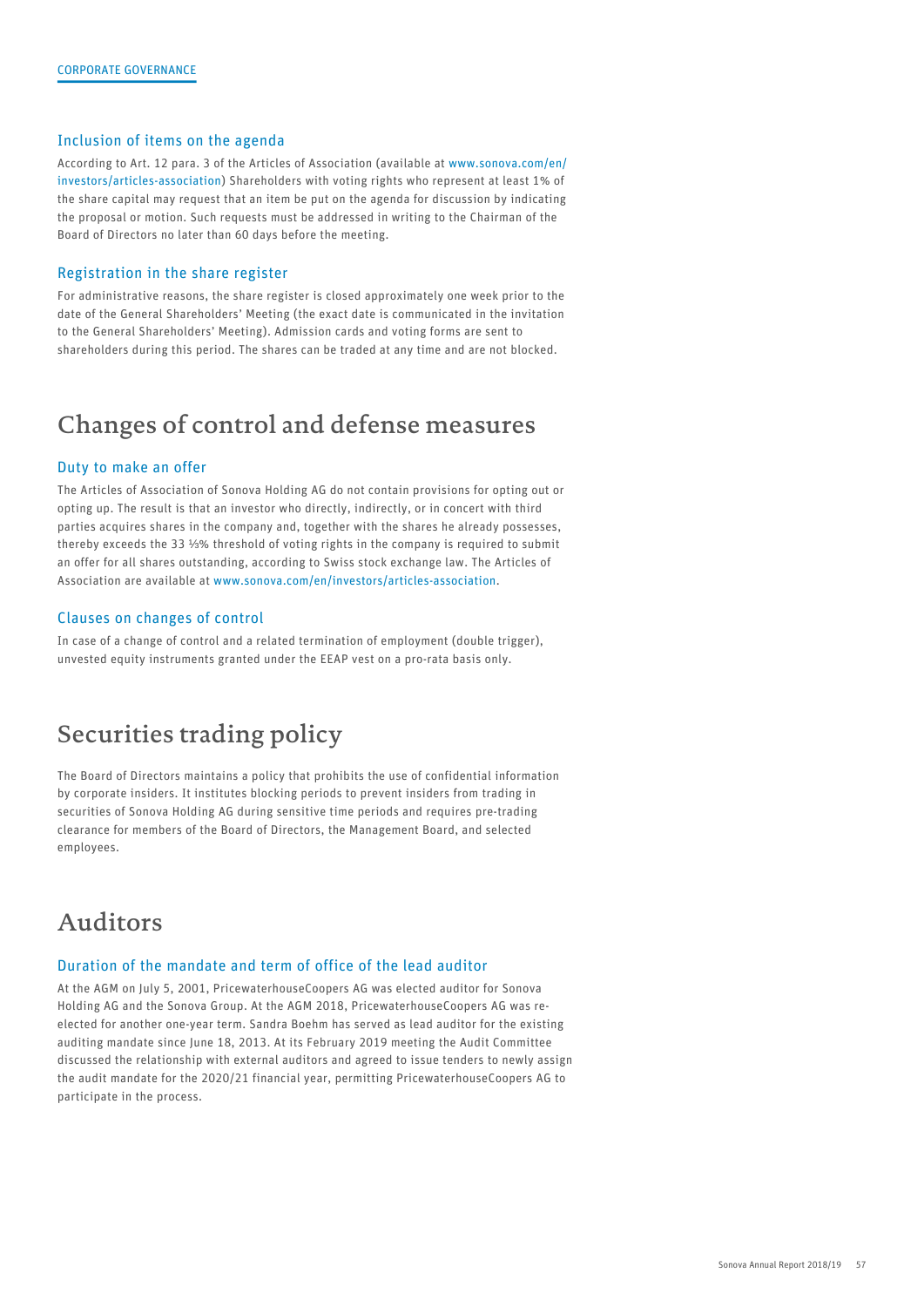### Inclusion of items on the agenda

According to Art. 12 para. 3 of the Articles of Association (available at www.sonova.com/en/investors/articles-association) Shareholders with voting rights who represent at least 1% of the share capital may request that an item be put on the agenda for discussion by indicating the proposal or motion. Such requests must be addressed in writing to the Chairman of the Board of Directors no later than 60 days before the meeting.

### Registration in the share register

For administrative reasons, the share register is closed approximately one week prior to the date of the General Shareholders' Meeting (the exact date is communicated in the invitation to the General Shareholders' Meeting). Admission cards and voting forms are sent to shareholders during this period. The shares can be traded at any time and are not blocked.

## Changes of control and defense measures

### Duty to make an offer

The Articles of Association of Sonova Holding AG do not contain provisions for opting out or opting up. The result is that an investor who directly, indirectly, or in concert with third parties acquires shares in the company and, together with the shares he already possesses, thereby exceeds the 33 ⅓% threshold of voting rights in the company is required to submit an offer for all shares outstanding, according to Swiss stock exchange law. The Articles of Association are available at www.sonova.com/en/investors/articles-association.

### Clauses on changes of control

In case of a change of control and a related termination of employment (double trigger), unvested equity instruments granted under the EEAP vest on a pro-rata basis only.

## Securities trading policy

The Board of Directors maintains a policy that prohibits the use of confidential information by corporate insiders. It institutes blocking periods to prevent insiders from trading in securities of Sonova Holding AG during sensitive time periods and requires pre-trading clearance for members of the Board of Directors, the Management Board, and selected employees.

## Auditors

### Duration of the mandate and term of office of the lead auditor

At the AGM on July 5, 2001, PricewaterhouseCoopers AG was elected auditor for Sonova Holding AG and the Sonova Group. At the AGM 2018, PricewaterhouseCoopers AG was re-elected for another one-year term. Sandra Boehm has served as lead auditor for the existing auditing mandate since June 18, 2013. At its February 2019 meeting the Audit Committee discussed the relationship with external auditors and agreed to issue tenders to newly assign the audit mandate for the 2020/21 financial year, permitting PricewaterhouseCoopers AG to participate in the process.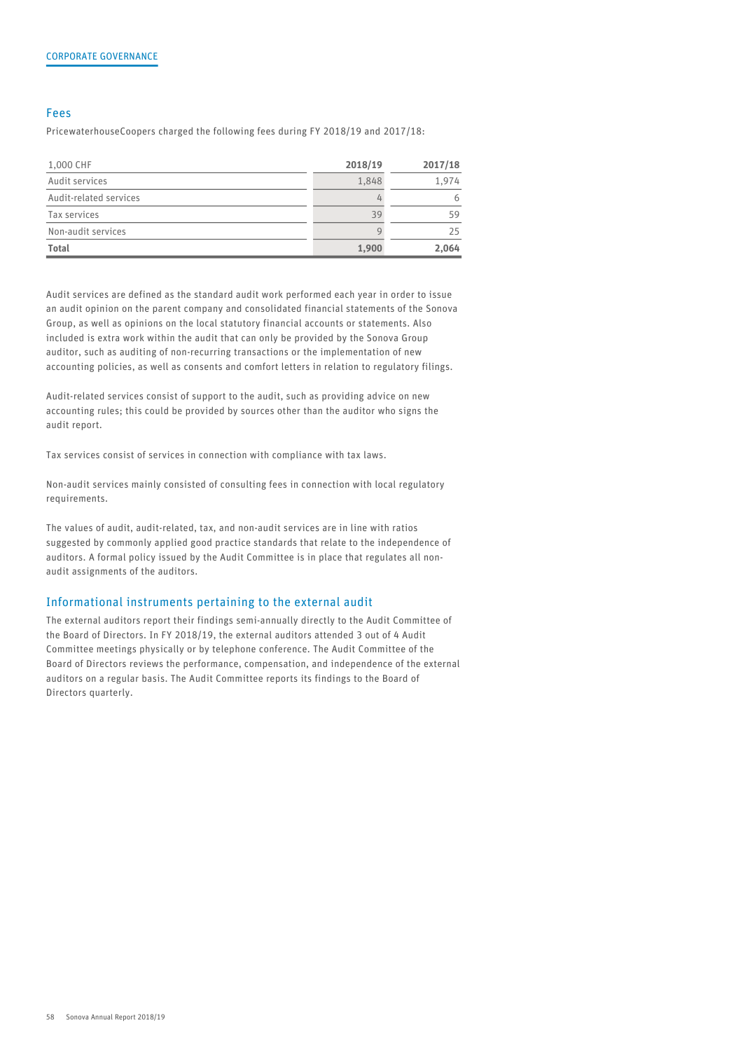## Fees

PricewaterhouseCoopers charged the following fees during FY 2018/19 and 2017/18:

| 1,000 CHF | 2018/19 | 2017/18 |
|---|---|---|
| Audit services | 1,848 | 1,974 |
| Audit-related services | 4 | 6 |
| Tax services | 39 | 59 |
| Non-audit services | 9 | 25 |
| **Total** | **1,900** | **2,064** |

Audit services are defined as the standard audit work performed each year in order to issue an audit opinion on the parent company and consolidated financial statements of the Sonova Group, as well as opinions on the local statutory financial accounts or statements. Also included is extra work within the audit that can only be provided by the Sonova Group auditor, such as auditing of non-recurring transactions or the implementation of new accounting policies, as well as consents and comfort letters in relation to regulatory filings.

Audit-related services consist of support to the audit, such as providing advice on new accounting rules; this could be provided by sources other than the auditor who signs the audit report.

Tax services consist of services in connection with compliance with tax laws.

Non-audit services mainly consisted of consulting fees in connection with local regulatory requirements.

The values of audit, audit-related, tax, and non-audit services are in line with ratios suggested by commonly applied good practice standards that relate to the independence of auditors. A formal policy issued by the Audit Committee is in place that regulates all non-audit assignments of the auditors.

## Informational instruments pertaining to the external audit

The external auditors report their findings semi-annually directly to the Audit Committee of the Board of Directors. In FY 2018/19, the external auditors attended 3 out of 4 Audit Committee meetings physically or by telephone conference. The Audit Committee of the Board of Directors reviews the performance, compensation, and independence of the external auditors on a regular basis. The Audit Committee reports its findings to the Board of Directors quarterly.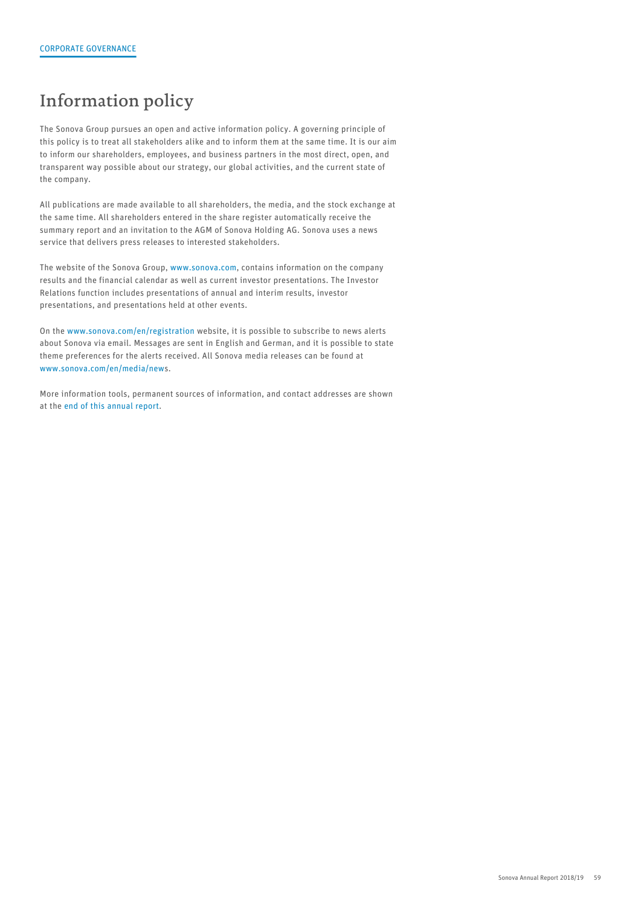# Information policy

The Sonova Group pursues an open and active information policy. A governing principle of this policy is to treat all stakeholders alike and to inform them at the same time. It is our aim to inform our shareholders, employees, and business partners in the most direct, open, and transparent way possible about our strategy, our global activities, and the current state of the company.

All publications are made available to all shareholders, the media, and the stock exchange at the same time. All shareholders entered in the share register automatically receive the summary report and an invitation to the AGM of Sonova Holding AG. Sonova uses a news service that delivers press releases to interested stakeholders.

The website of the Sonova Group, www.sonova.com, contains information on the company results and the financial calendar as well as current investor presentations. The Investor Relations function includes presentations of annual and interim results, investor presentations, and presentations held at other events.

On the www.sonova.com/en/registration website, it is possible to subscribe to news alerts about Sonova via email. Messages are sent in English and German, and it is possible to state theme preferences for the alerts received. All Sonova media releases can be found at www.sonova.com/en/media/news.

More information tools, permanent sources of information, and contact addresses are shown at the end of this annual report.